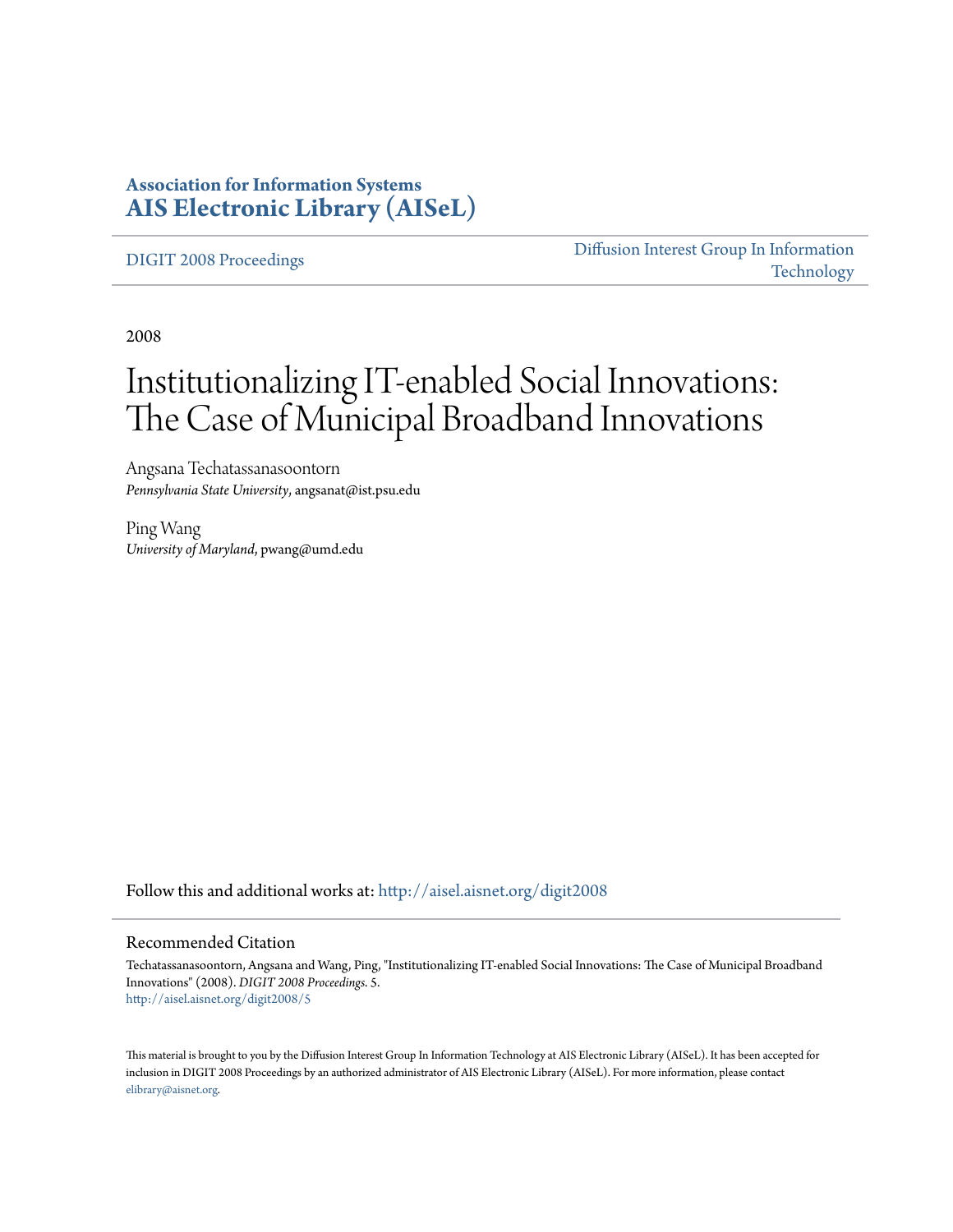**Association for Information Systems**
**AIS Electronic Library (AISeL)**

DIGIT 2008 Proceedings | Diffusion Interest Group In Information Technology

2008

# Institutionalizing IT-enabled Social Innovations: The Case of Municipal Broadband Innovations

Angsana Techatassanasoontorn
*Pennsylvania State University*, angsanat@ist.psu.edu

Ping Wang
*University of Maryland*, pwang@umd.edu

Follow this and additional works at: http://aisel.aisnet.org/digit2008

## Recommended Citation

Techatassanasoontorn, Angsana and Wang, Ping, "Institutionalizing IT-enabled Social Innovations: The Case of Municipal Broadband Innovations" (2008). *DIGIT 2008 Proceedings*. 5.
http://aisel.aisnet.org/digit2008/5

This material is brought to you by the Diffusion Interest Group In Information Technology at AIS Electronic Library (AISeL). It has been accepted for inclusion in DIGIT 2008 Proceedings by an authorized administrator of AIS Electronic Library (AISeL). For more information, please contact elibrary@aisnet.org.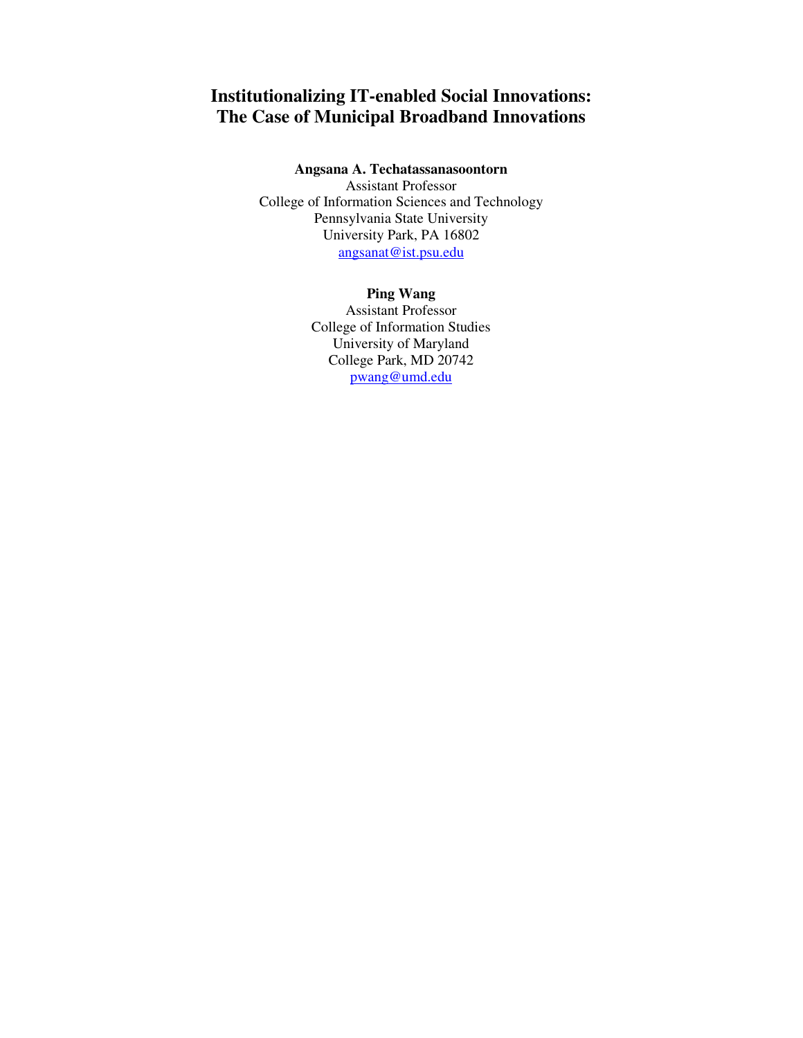# Institutionalizing IT-enabled Social Innovations: The Case of Municipal Broadband Innovations

**Angsana A. Techatassanasoontorn**
Assistant Professor
College of Information Sciences and Technology
Pennsylvania State University
University Park, PA 16802
angsanat@ist.psu.edu

**Ping Wang**
Assistant Professor
College of Information Studies
University of Maryland
College Park, MD 20742
pwang@umd.edu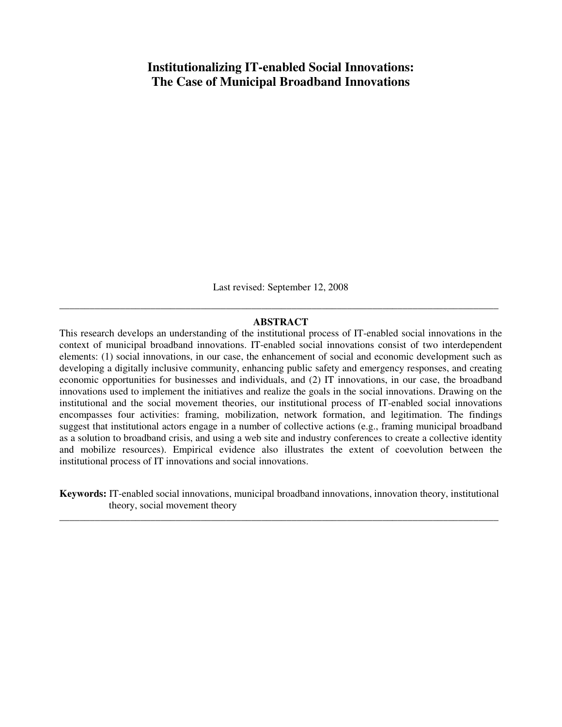# Institutionalizing IT-enabled Social Innovations: The Case of Municipal Broadband Innovations

Last revised: September 12, 2008

---

**ABSTRACT**

This research develops an understanding of the institutional process of IT-enabled social innovations in the context of municipal broadband innovations. IT-enabled social innovations consist of two interdependent elements: (1) social innovations, in our case, the enhancement of social and economic development such as developing a digitally inclusive community, enhancing public safety and emergency responses, and creating economic opportunities for businesses and individuals, and (2) IT innovations, in our case, the broadband innovations used to implement the initiatives and realize the goals in the social innovations. Drawing on the institutional and the social movement theories, our institutional process of IT-enabled social innovations encompasses four activities: framing, mobilization, network formation, and legitimation. The findings suggest that institutional actors engage in a number of collective actions (e.g., framing municipal broadband as a solution to broadband crisis, and using a web site and industry conferences to create a collective identity and mobilize resources). Empirical evidence also illustrates the extent of coevolution between the institutional process of IT innovations and social innovations.

**Keywords:** IT-enabled social innovations, municipal broadband innovations, innovation theory, institutional theory, social movement theory

---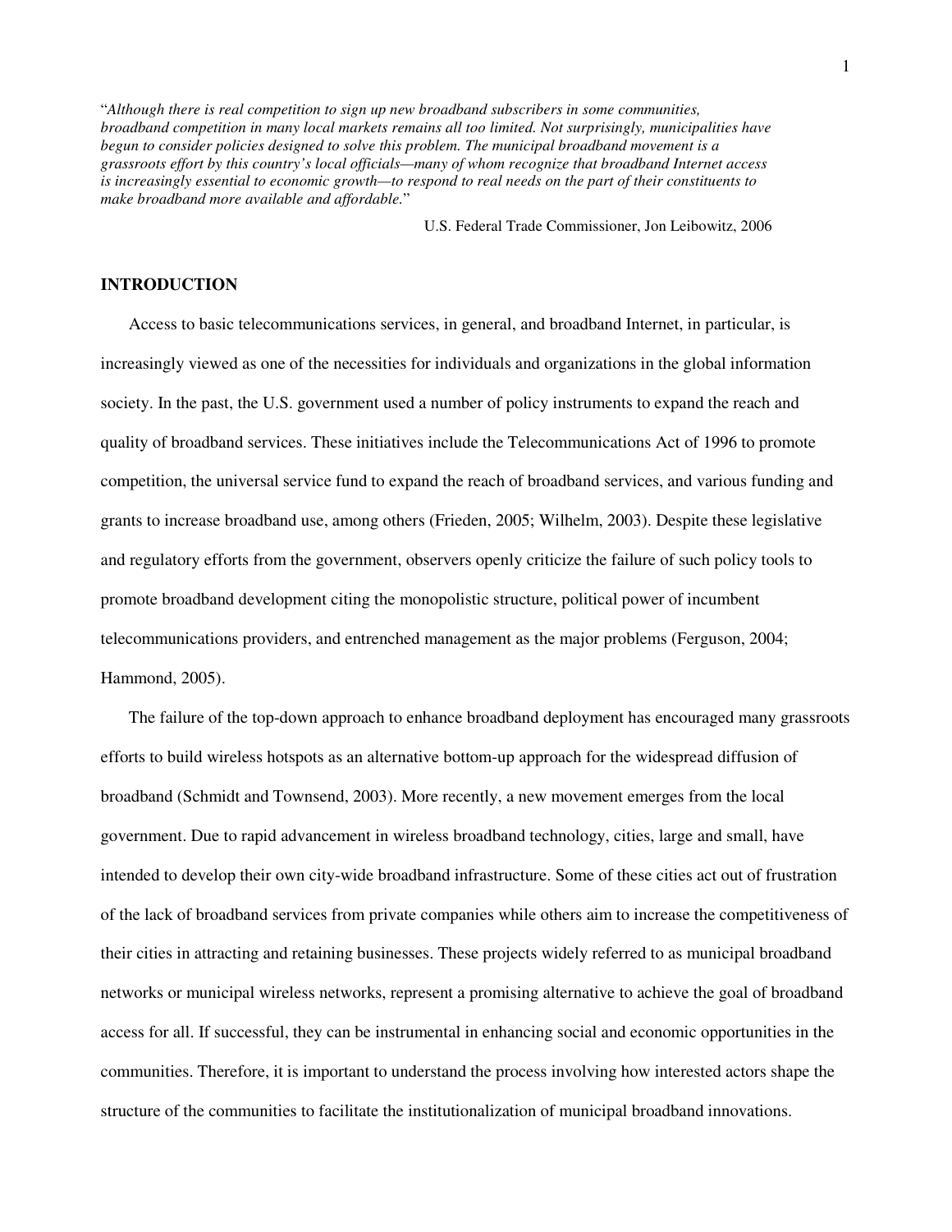"*Although there is real competition to sign up new broadband subscribers in some communities, broadband competition in many local markets remains all too limited. Not surprisingly, municipalities have begun to consider policies designed to solve this problem. The municipal broadband movement is a grassroots effort by this country's local officials—many of whom recognize that broadband Internet access is increasingly essential to economic growth—to respond to real needs on the part of their constituents to make broadband more available and affordable.*"

U.S. Federal Trade Commissioner, Jon Leibowitz, 2006

## INTRODUCTION

Access to basic telecommunications services, in general, and broadband Internet, in particular, is increasingly viewed as one of the necessities for individuals and organizations in the global information society. In the past, the U.S. government used a number of policy instruments to expand the reach and quality of broadband services. These initiatives include the Telecommunications Act of 1996 to promote competition, the universal service fund to expand the reach of broadband services, and various funding and grants to increase broadband use, among others (Frieden, 2005; Wilhelm, 2003). Despite these legislative and regulatory efforts from the government, observers openly criticize the failure of such policy tools to promote broadband development citing the monopolistic structure, political power of incumbent telecommunications providers, and entrenched management as the major problems (Ferguson, 2004; Hammond, 2005).

The failure of the top-down approach to enhance broadband deployment has encouraged many grassroots efforts to build wireless hotspots as an alternative bottom-up approach for the widespread diffusion of broadband (Schmidt and Townsend, 2003). More recently, a new movement emerges from the local government. Due to rapid advancement in wireless broadband technology, cities, large and small, have intended to develop their own city-wide broadband infrastructure. Some of these cities act out of frustration of the lack of broadband services from private companies while others aim to increase the competitiveness of their cities in attracting and retaining businesses. These projects widely referred to as municipal broadband networks or municipal wireless networks, represent a promising alternative to achieve the goal of broadband access for all. If successful, they can be instrumental in enhancing social and economic opportunities in the communities. Therefore, it is important to understand the process involving how interested actors shape the structure of the communities to facilitate the institutionalization of municipal broadband innovations.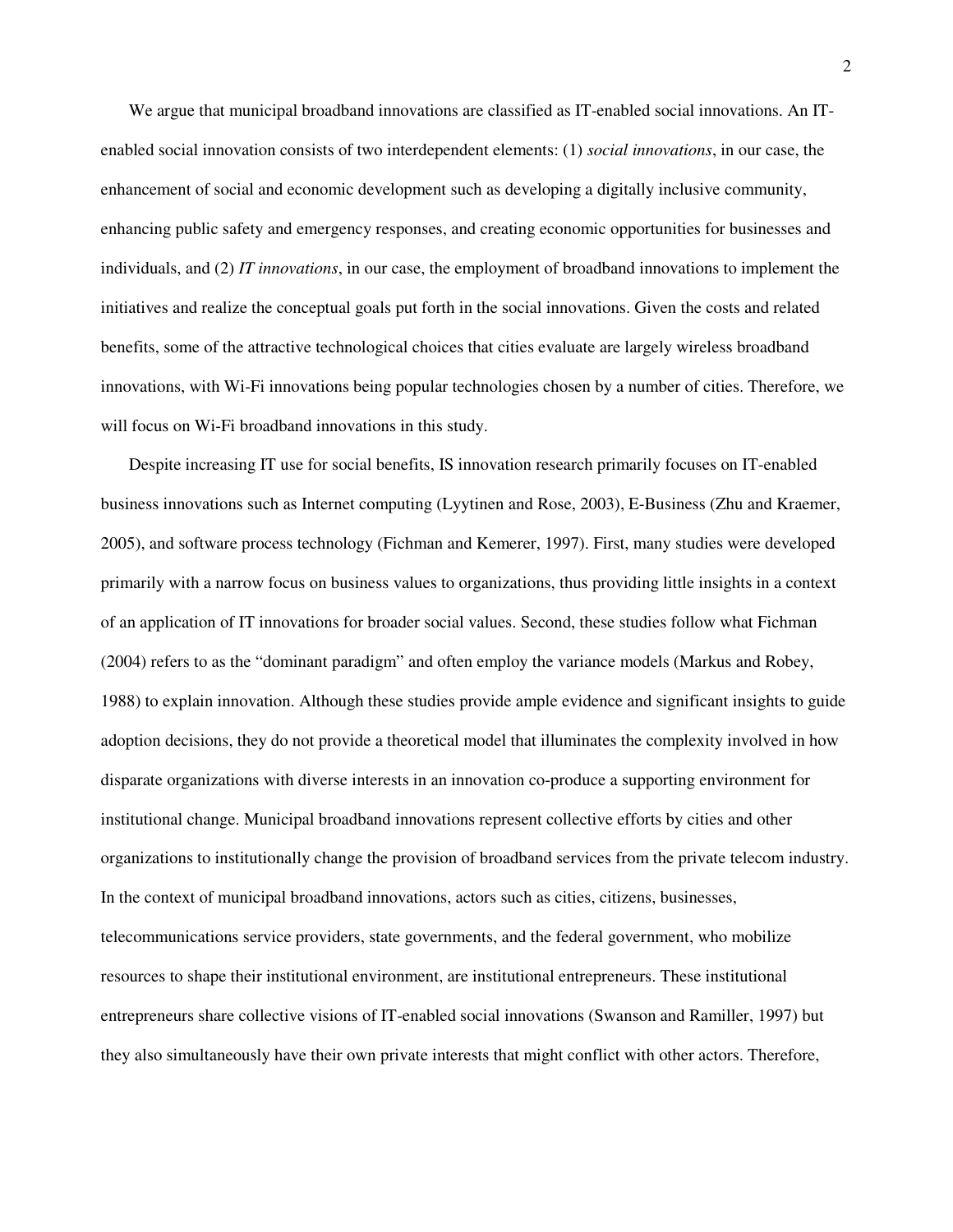We argue that municipal broadband innovations are classified as IT-enabled social innovations. An IT-enabled social innovation consists of two interdependent elements: (1) *social innovations*, in our case, the enhancement of social and economic development such as developing a digitally inclusive community, enhancing public safety and emergency responses, and creating economic opportunities for businesses and individuals, and (2) *IT innovations*, in our case, the employment of broadband innovations to implement the initiatives and realize the conceptual goals put forth in the social innovations. Given the costs and related benefits, some of the attractive technological choices that cities evaluate are largely wireless broadband innovations, with Wi-Fi innovations being popular technologies chosen by a number of cities. Therefore, we will focus on Wi-Fi broadband innovations in this study.

Despite increasing IT use for social benefits, IS innovation research primarily focuses on IT-enabled business innovations such as Internet computing (Lyytinen and Rose, 2003), E-Business (Zhu and Kraemer, 2005), and software process technology (Fichman and Kemerer, 1997). First, many studies were developed primarily with a narrow focus on business values to organizations, thus providing little insights in a context of an application of IT innovations for broader social values. Second, these studies follow what Fichman (2004) refers to as the "dominant paradigm" and often employ the variance models (Markus and Robey, 1988) to explain innovation. Although these studies provide ample evidence and significant insights to guide adoption decisions, they do not provide a theoretical model that illuminates the complexity involved in how disparate organizations with diverse interests in an innovation co-produce a supporting environment for institutional change. Municipal broadband innovations represent collective efforts by cities and other organizations to institutionally change the provision of broadband services from the private telecom industry. In the context of municipal broadband innovations, actors such as cities, citizens, businesses, telecommunications service providers, state governments, and the federal government, who mobilize resources to shape their institutional environment, are institutional entrepreneurs. These institutional entrepreneurs share collective visions of IT-enabled social innovations (Swanson and Ramiller, 1997) but they also simultaneously have their own private interests that might conflict with other actors. Therefore,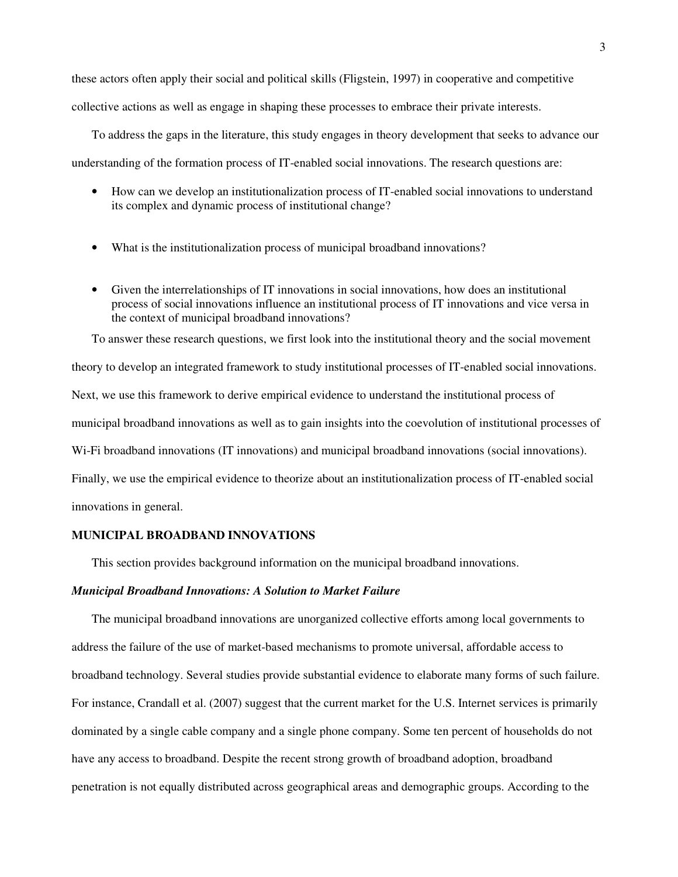these actors often apply their social and political skills (Fligstein, 1997) in cooperative and competitive collective actions as well as engage in shaping these processes to embrace their private interests.

To address the gaps in the literature, this study engages in theory development that seeks to advance our understanding of the formation process of IT-enabled social innovations. The research questions are:

- How can we develop an institutionalization process of IT-enabled social innovations to understand its complex and dynamic process of institutional change?
- What is the institutionalization process of municipal broadband innovations?
- Given the interrelationships of IT innovations in social innovations, how does an institutional process of social innovations influence an institutional process of IT innovations and vice versa in the context of municipal broadband innovations?

To answer these research questions, we first look into the institutional theory and the social movement theory to develop an integrated framework to study institutional processes of IT-enabled social innovations. Next, we use this framework to derive empirical evidence to understand the institutional process of municipal broadband innovations as well as to gain insights into the coevolution of institutional processes of Wi-Fi broadband innovations (IT innovations) and municipal broadband innovations (social innovations). Finally, we use the empirical evidence to theorize about an institutionalization process of IT-enabled social innovations in general.

## MUNICIPAL BROADBAND INNOVATIONS

This section provides background information on the municipal broadband innovations.

### *Municipal Broadband Innovations: A Solution to Market Failure*

The municipal broadband innovations are unorganized collective efforts among local governments to address the failure of the use of market-based mechanisms to promote universal, affordable access to broadband technology. Several studies provide substantial evidence to elaborate many forms of such failure. For instance, Crandall et al. (2007) suggest that the current market for the U.S. Internet services is primarily dominated by a single cable company and a single phone company. Some ten percent of households do not have any access to broadband. Despite the recent strong growth of broadband adoption, broadband penetration is not equally distributed across geographical areas and demographic groups. According to the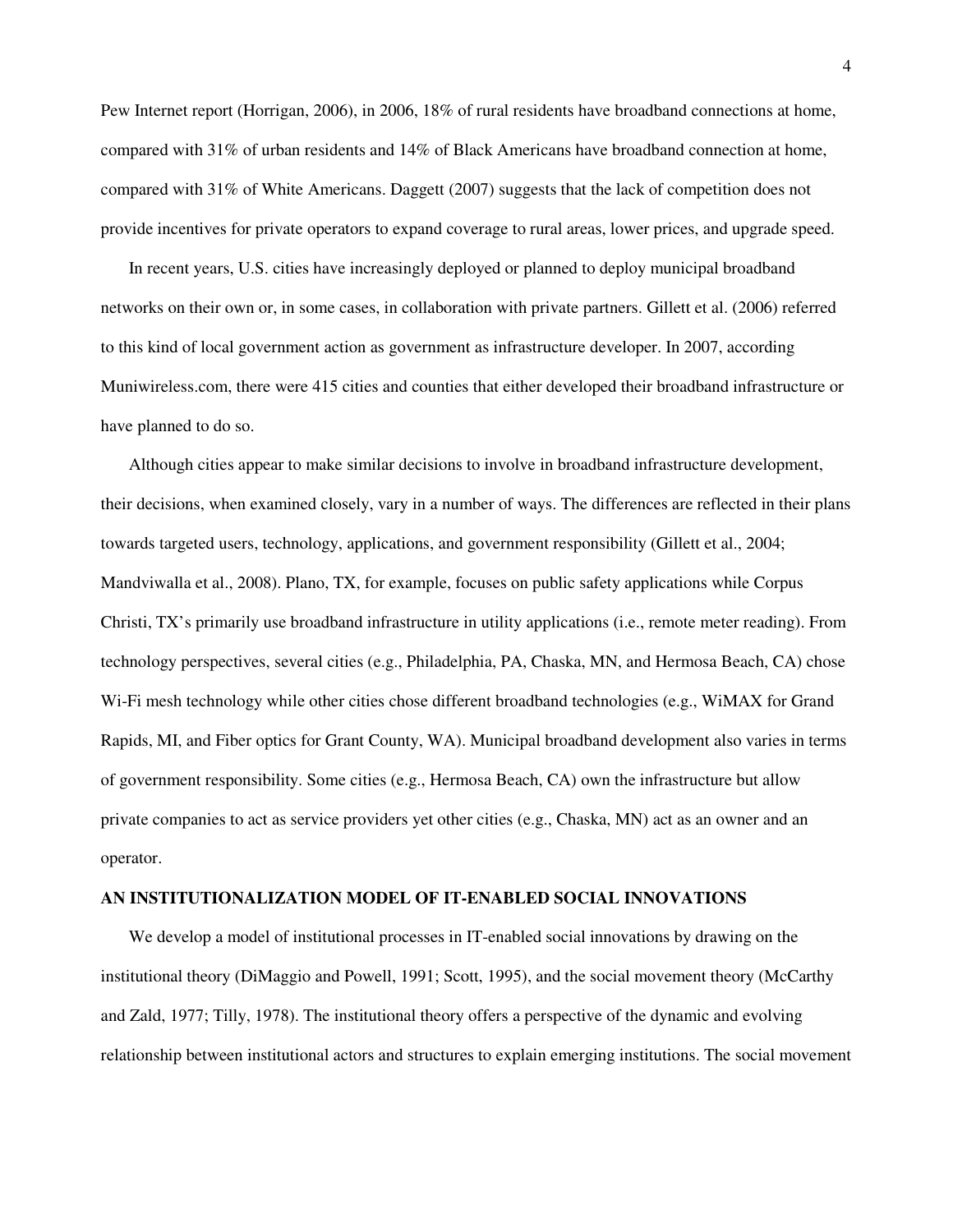Pew Internet report (Horrigan, 2006), in 2006, 18% of rural residents have broadband connections at home, compared with 31% of urban residents and 14% of Black Americans have broadband connection at home, compared with 31% of White Americans. Daggett (2007) suggests that the lack of competition does not provide incentives for private operators to expand coverage to rural areas, lower prices, and upgrade speed.

In recent years, U.S. cities have increasingly deployed or planned to deploy municipal broadband networks on their own or, in some cases, in collaboration with private partners. Gillett et al. (2006) referred to this kind of local government action as government as infrastructure developer. In 2007, according Muniwireless.com, there were 415 cities and counties that either developed their broadband infrastructure or have planned to do so.

Although cities appear to make similar decisions to involve in broadband infrastructure development, their decisions, when examined closely, vary in a number of ways. The differences are reflected in their plans towards targeted users, technology, applications, and government responsibility (Gillett et al., 2004; Mandviwalla et al., 2008). Plano, TX, for example, focuses on public safety applications while Corpus Christi, TX's primarily use broadband infrastructure in utility applications (i.e., remote meter reading). From technology perspectives, several cities (e.g., Philadelphia, PA, Chaska, MN, and Hermosa Beach, CA) chose Wi-Fi mesh technology while other cities chose different broadband technologies (e.g., WiMAX for Grand Rapids, MI, and Fiber optics for Grant County, WA). Municipal broadband development also varies in terms of government responsibility. Some cities (e.g., Hermosa Beach, CA) own the infrastructure but allow private companies to act as service providers yet other cities (e.g., Chaska, MN) act as an owner and an operator.

## AN INSTITUTIONALIZATION MODEL OF IT-ENABLED SOCIAL INNOVATIONS

We develop a model of institutional processes in IT-enabled social innovations by drawing on the institutional theory (DiMaggio and Powell, 1991; Scott, 1995), and the social movement theory (McCarthy and Zald, 1977; Tilly, 1978). The institutional theory offers a perspective of the dynamic and evolving relationship between institutional actors and structures to explain emerging institutions. The social movement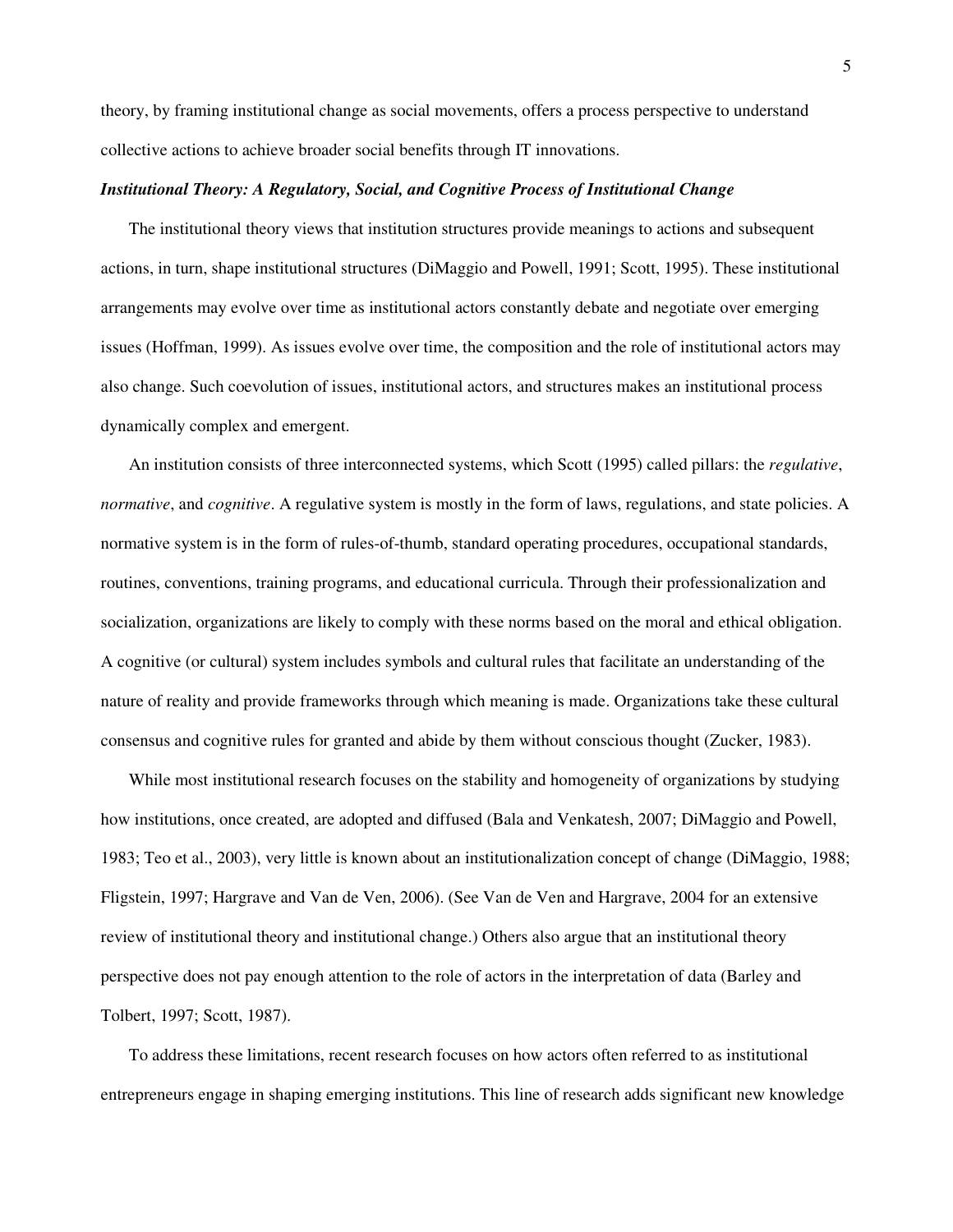theory, by framing institutional change as social movements, offers a process perspective to understand collective actions to achieve broader social benefits through IT innovations.

***Institutional Theory: A Regulatory, Social, and Cognitive Process of Institutional Change***

The institutional theory views that institution structures provide meanings to actions and subsequent actions, in turn, shape institutional structures (DiMaggio and Powell, 1991; Scott, 1995). These institutional arrangements may evolve over time as institutional actors constantly debate and negotiate over emerging issues (Hoffman, 1999). As issues evolve over time, the composition and the role of institutional actors may also change. Such coevolution of issues, institutional actors, and structures makes an institutional process dynamically complex and emergent.

An institution consists of three interconnected systems, which Scott (1995) called pillars: the *regulative*, *normative*, and *cognitive*. A regulative system is mostly in the form of laws, regulations, and state policies. A normative system is in the form of rules-of-thumb, standard operating procedures, occupational standards, routines, conventions, training programs, and educational curricula. Through their professionalization and socialization, organizations are likely to comply with these norms based on the moral and ethical obligation. A cognitive (or cultural) system includes symbols and cultural rules that facilitate an understanding of the nature of reality and provide frameworks through which meaning is made. Organizations take these cultural consensus and cognitive rules for granted and abide by them without conscious thought (Zucker, 1983).

While most institutional research focuses on the stability and homogeneity of organizations by studying how institutions, once created, are adopted and diffused (Bala and Venkatesh, 2007; DiMaggio and Powell, 1983; Teo et al., 2003), very little is known about an institutionalization concept of change (DiMaggio, 1988; Fligstein, 1997; Hargrave and Van de Ven, 2006). (See Van de Ven and Hargrave, 2004 for an extensive review of institutional theory and institutional change.) Others also argue that an institutional theory perspective does not pay enough attention to the role of actors in the interpretation of data (Barley and Tolbert, 1997; Scott, 1987).

To address these limitations, recent research focuses on how actors often referred to as institutional entrepreneurs engage in shaping emerging institutions. This line of research adds significant new knowledge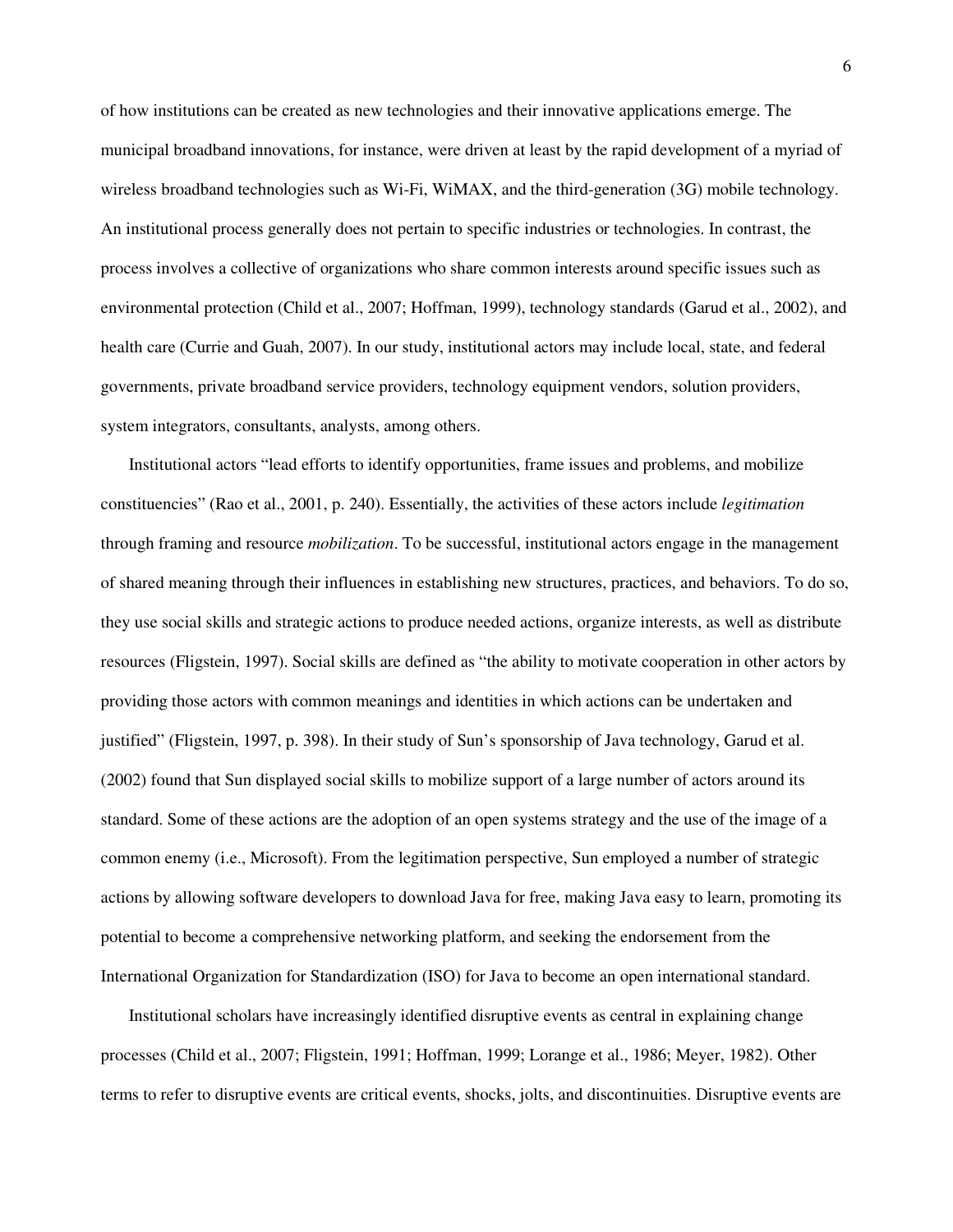of how institutions can be created as new technologies and their innovative applications emerge. The municipal broadband innovations, for instance, were driven at least by the rapid development of a myriad of wireless broadband technologies such as Wi-Fi, WiMAX, and the third-generation (3G) mobile technology. An institutional process generally does not pertain to specific industries or technologies. In contrast, the process involves a collective of organizations who share common interests around specific issues such as environmental protection (Child et al., 2007; Hoffman, 1999), technology standards (Garud et al., 2002), and health care (Currie and Guah, 2007). In our study, institutional actors may include local, state, and federal governments, private broadband service providers, technology equipment vendors, solution providers, system integrators, consultants, analysts, among others.

Institutional actors "lead efforts to identify opportunities, frame issues and problems, and mobilize constituencies" (Rao et al., 2001, p. 240). Essentially, the activities of these actors include *legitimation* through framing and resource *mobilization*. To be successful, institutional actors engage in the management of shared meaning through their influences in establishing new structures, practices, and behaviors. To do so, they use social skills and strategic actions to produce needed actions, organize interests, as well as distribute resources (Fligstein, 1997). Social skills are defined as "the ability to motivate cooperation in other actors by providing those actors with common meanings and identities in which actions can be undertaken and justified" (Fligstein, 1997, p. 398). In their study of Sun's sponsorship of Java technology, Garud et al. (2002) found that Sun displayed social skills to mobilize support of a large number of actors around its standard. Some of these actions are the adoption of an open systems strategy and the use of the image of a common enemy (i.e., Microsoft). From the legitimation perspective, Sun employed a number of strategic actions by allowing software developers to download Java for free, making Java easy to learn, promoting its potential to become a comprehensive networking platform, and seeking the endorsement from the International Organization for Standardization (ISO) for Java to become an open international standard.

Institutional scholars have increasingly identified disruptive events as central in explaining change processes (Child et al., 2007; Fligstein, 1991; Hoffman, 1999; Lorange et al., 1986; Meyer, 1982). Other terms to refer to disruptive events are critical events, shocks, jolts, and discontinuities. Disruptive events are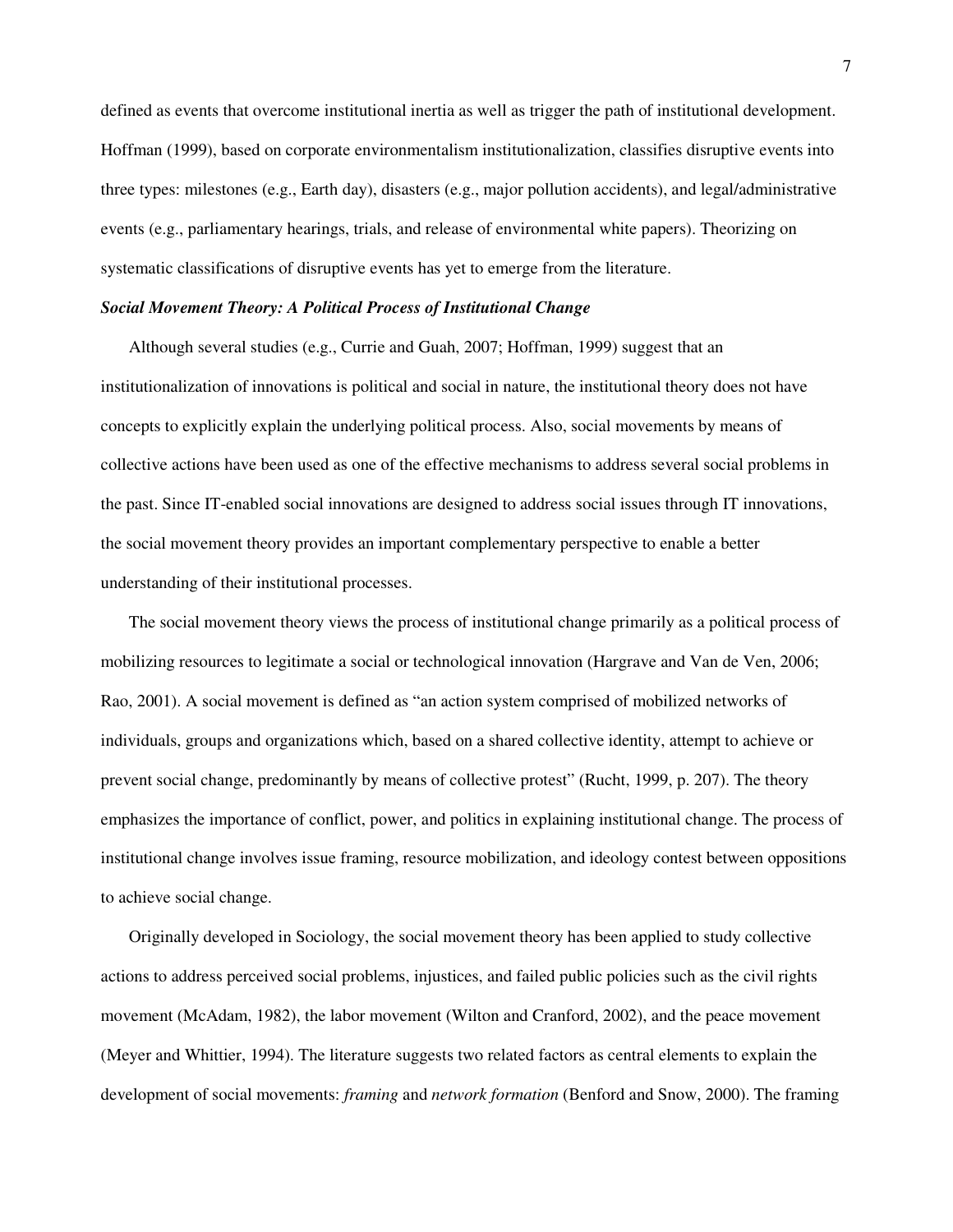defined as events that overcome institutional inertia as well as trigger the path of institutional development. Hoffman (1999), based on corporate environmentalism institutionalization, classifies disruptive events into three types: milestones (e.g., Earth day), disasters (e.g., major pollution accidents), and legal/administrative events (e.g., parliamentary hearings, trials, and release of environmental white papers). Theorizing on systematic classifications of disruptive events has yet to emerge from the literature.

***Social Movement Theory: A Political Process of Institutional Change***

Although several studies (e.g., Currie and Guah, 2007; Hoffman, 1999) suggest that an institutionalization of innovations is political and social in nature, the institutional theory does not have concepts to explicitly explain the underlying political process. Also, social movements by means of collective actions have been used as one of the effective mechanisms to address several social problems in the past. Since IT-enabled social innovations are designed to address social issues through IT innovations, the social movement theory provides an important complementary perspective to enable a better understanding of their institutional processes.

The social movement theory views the process of institutional change primarily as a political process of mobilizing resources to legitimate a social or technological innovation (Hargrave and Van de Ven, 2006; Rao, 2001). A social movement is defined as "an action system comprised of mobilized networks of individuals, groups and organizations which, based on a shared collective identity, attempt to achieve or prevent social change, predominantly by means of collective protest" (Rucht, 1999, p. 207). The theory emphasizes the importance of conflict, power, and politics in explaining institutional change. The process of institutional change involves issue framing, resource mobilization, and ideology contest between oppositions to achieve social change.

Originally developed in Sociology, the social movement theory has been applied to study collective actions to address perceived social problems, injustices, and failed public policies such as the civil rights movement (McAdam, 1982), the labor movement (Wilton and Cranford, 2002), and the peace movement (Meyer and Whittier, 1994). The literature suggests two related factors as central elements to explain the development of social movements: *framing* and *network formation* (Benford and Snow, 2000). The framing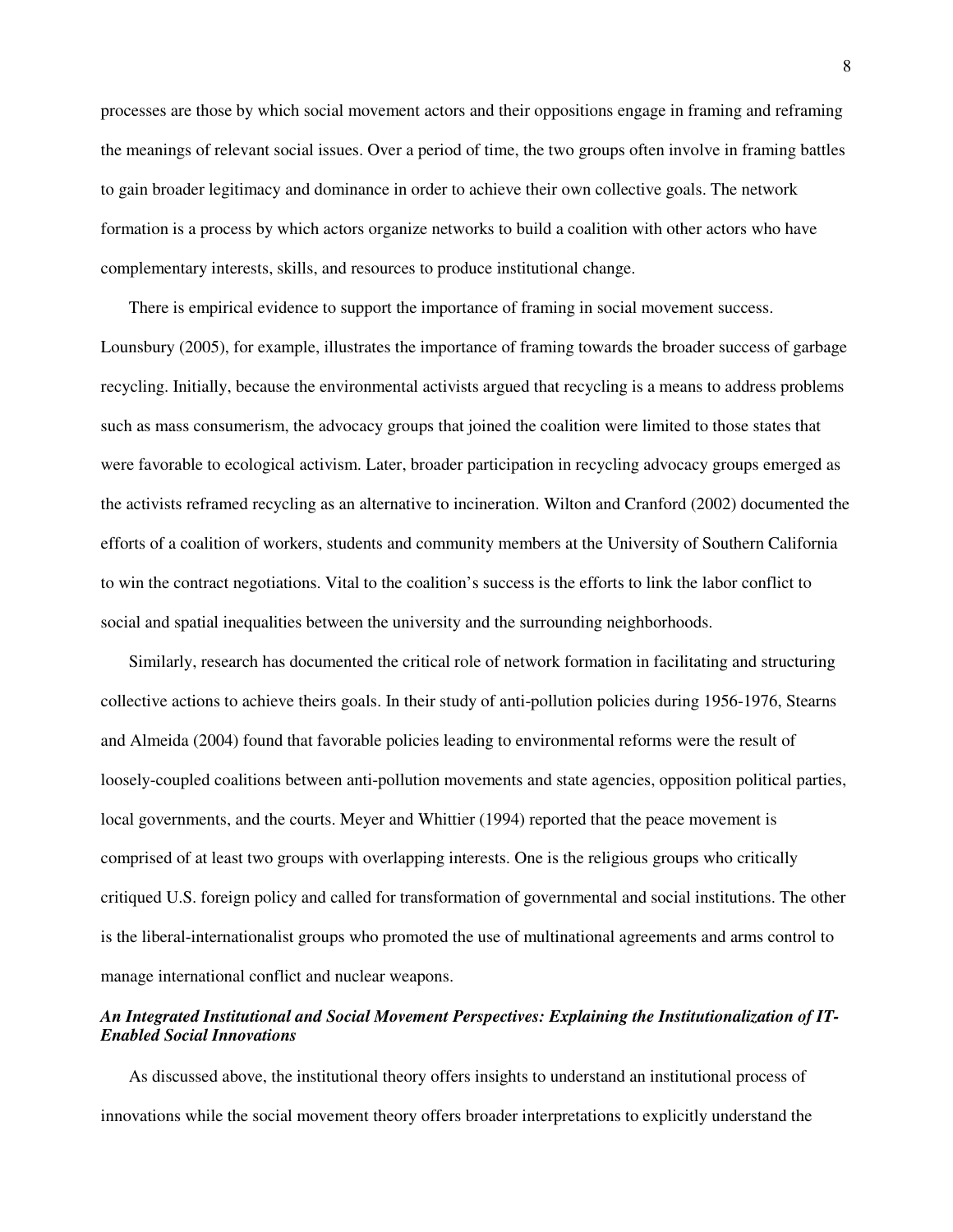processes are those by which social movement actors and their oppositions engage in framing and reframing the meanings of relevant social issues. Over a period of time, the two groups often involve in framing battles to gain broader legitimacy and dominance in order to achieve their own collective goals. The network formation is a process by which actors organize networks to build a coalition with other actors who have complementary interests, skills, and resources to produce institutional change.

There is empirical evidence to support the importance of framing in social movement success. Lounsbury (2005), for example, illustrates the importance of framing towards the broader success of garbage recycling. Initially, because the environmental activists argued that recycling is a means to address problems such as mass consumerism, the advocacy groups that joined the coalition were limited to those states that were favorable to ecological activism. Later, broader participation in recycling advocacy groups emerged as the activists reframed recycling as an alternative to incineration. Wilton and Cranford (2002) documented the efforts of a coalition of workers, students and community members at the University of Southern California to win the contract negotiations. Vital to the coalition's success is the efforts to link the labor conflict to social and spatial inequalities between the university and the surrounding neighborhoods.

Similarly, research has documented the critical role of network formation in facilitating and structuring collective actions to achieve theirs goals. In their study of anti-pollution policies during 1956-1976, Stearns and Almeida (2004) found that favorable policies leading to environmental reforms were the result of loosely-coupled coalitions between anti-pollution movements and state agencies, opposition political parties, local governments, and the courts. Meyer and Whittier (1994) reported that the peace movement is comprised of at least two groups with overlapping interests. One is the religious groups who critically critiqued U.S. foreign policy and called for transformation of governmental and social institutions. The other is the liberal-internationalist groups who promoted the use of multinational agreements and arms control to manage international conflict and nuclear weapons.

### *An Integrated Institutional and Social Movement Perspectives: Explaining the Institutionalization of IT-Enabled Social Innovations*

As discussed above, the institutional theory offers insights to understand an institutional process of innovations while the social movement theory offers broader interpretations to explicitly understand the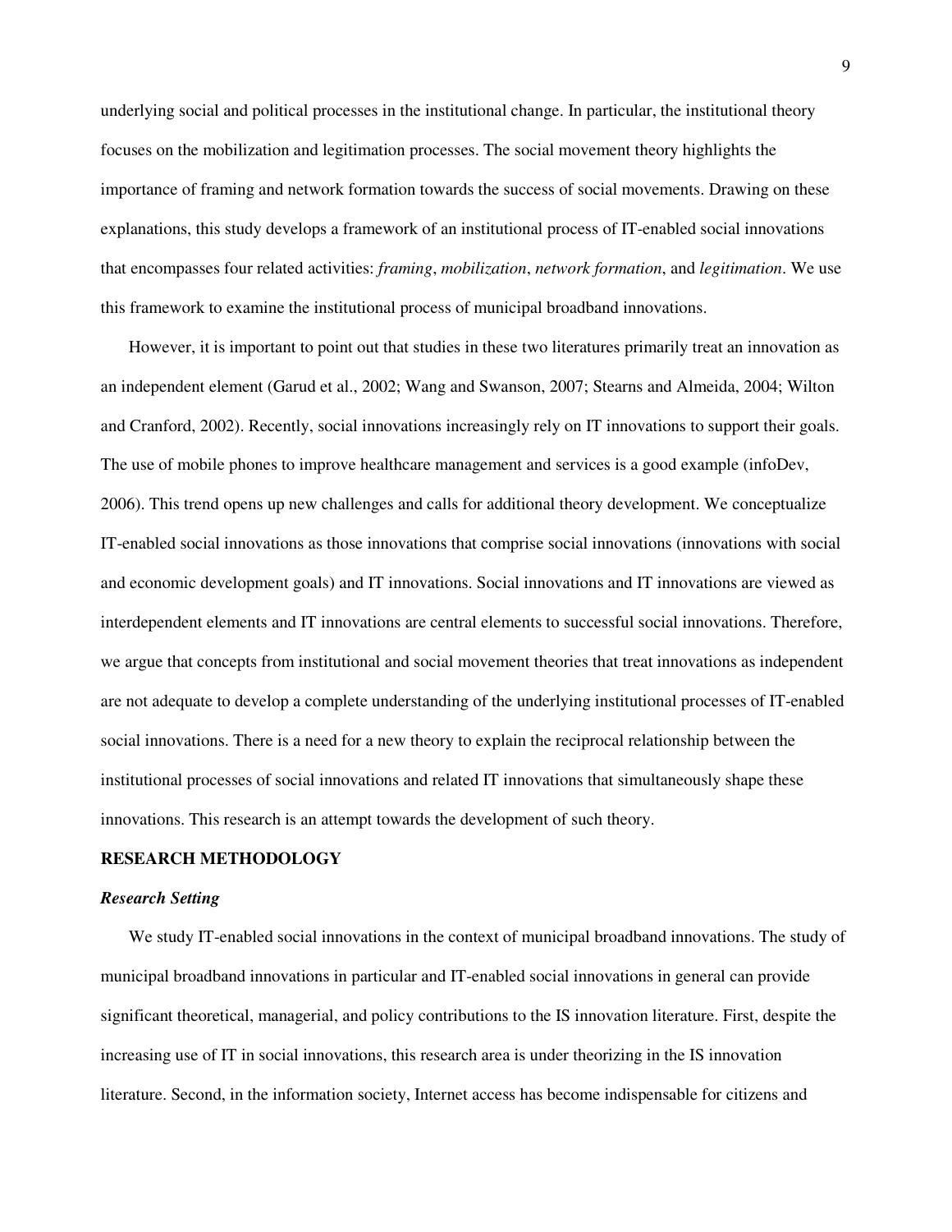underlying social and political processes in the institutional change. In particular, the institutional theory focuses on the mobilization and legitimation processes. The social movement theory highlights the importance of framing and network formation towards the success of social movements. Drawing on these explanations, this study develops a framework of an institutional process of IT-enabled social innovations that encompasses four related activities: *framing*, *mobilization*, *network formation*, and *legitimation*. We use this framework to examine the institutional process of municipal broadband innovations.

However, it is important to point out that studies in these two literatures primarily treat an innovation as an independent element (Garud et al., 2002; Wang and Swanson, 2007; Stearns and Almeida, 2004; Wilton and Cranford, 2002). Recently, social innovations increasingly rely on IT innovations to support their goals. The use of mobile phones to improve healthcare management and services is a good example (infoDev, 2006). This trend opens up new challenges and calls for additional theory development. We conceptualize IT-enabled social innovations as those innovations that comprise social innovations (innovations with social and economic development goals) and IT innovations. Social innovations and IT innovations are viewed as interdependent elements and IT innovations are central elements to successful social innovations. Therefore, we argue that concepts from institutional and social movement theories that treat innovations as independent are not adequate to develop a complete understanding of the underlying institutional processes of IT-enabled social innovations. There is a need for a new theory to explain the reciprocal relationship between the institutional processes of social innovations and related IT innovations that simultaneously shape these innovations. This research is an attempt towards the development of such theory.

## RESEARCH METHODOLOGY

### *Research Setting*

We study IT-enabled social innovations in the context of municipal broadband innovations. The study of municipal broadband innovations in particular and IT-enabled social innovations in general can provide significant theoretical, managerial, and policy contributions to the IS innovation literature. First, despite the increasing use of IT in social innovations, this research area is under theorizing in the IS innovation literature. Second, in the information society, Internet access has become indispensable for citizens and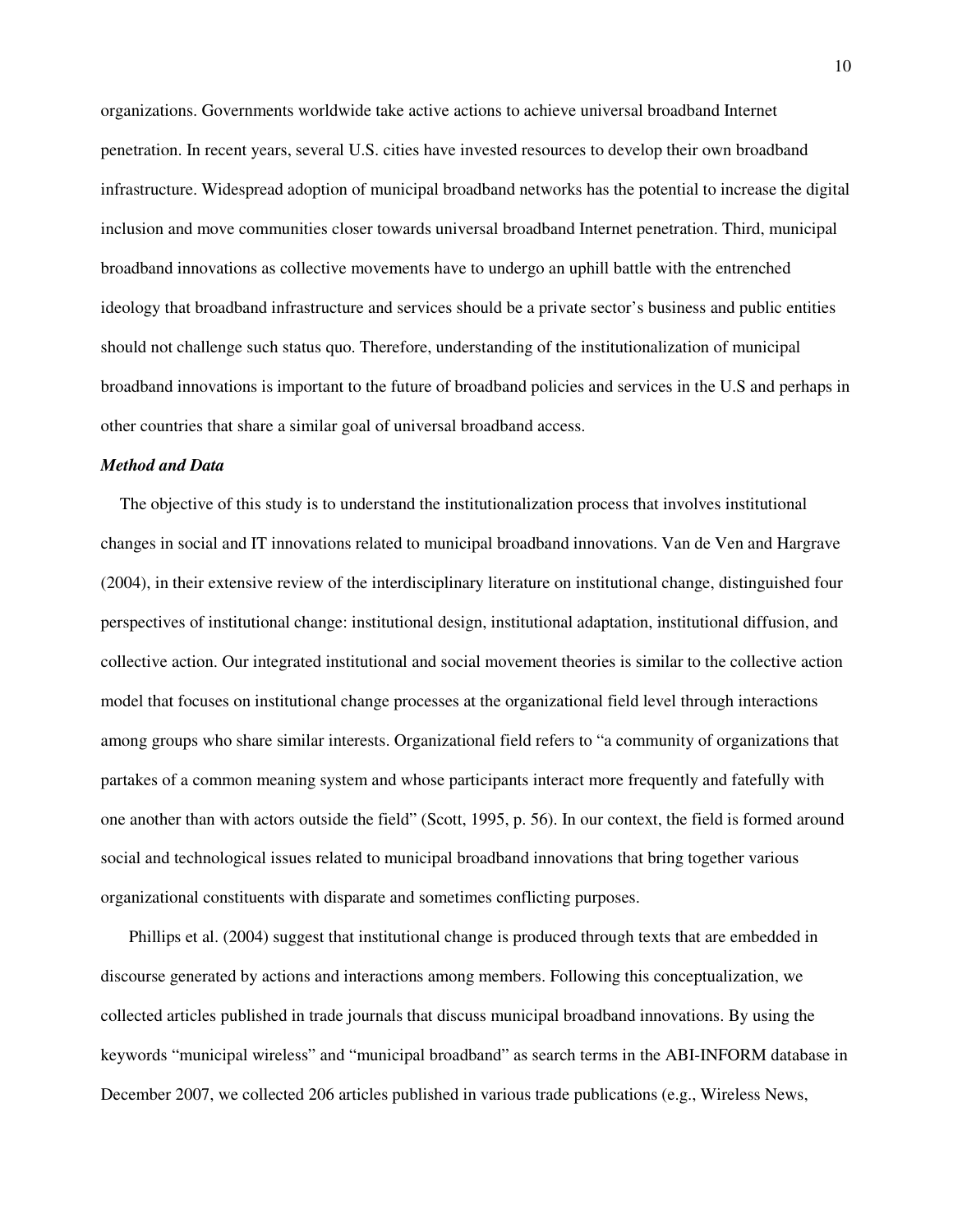organizations. Governments worldwide take active actions to achieve universal broadband Internet penetration. In recent years, several U.S. cities have invested resources to develop their own broadband infrastructure. Widespread adoption of municipal broadband networks has the potential to increase the digital inclusion and move communities closer towards universal broadband Internet penetration. Third, municipal broadband innovations as collective movements have to undergo an uphill battle with the entrenched ideology that broadband infrastructure and services should be a private sector's business and public entities should not challenge such status quo. Therefore, understanding of the institutionalization of municipal broadband innovations is important to the future of broadband policies and services in the U.S and perhaps in other countries that share a similar goal of universal broadband access.

### *Method and Data*

The objective of this study is to understand the institutionalization process that involves institutional changes in social and IT innovations related to municipal broadband innovations. Van de Ven and Hargrave (2004), in their extensive review of the interdisciplinary literature on institutional change, distinguished four perspectives of institutional change: institutional design, institutional adaptation, institutional diffusion, and collective action. Our integrated institutional and social movement theories is similar to the collective action model that focuses on institutional change processes at the organizational field level through interactions among groups who share similar interests. Organizational field refers to "a community of organizations that partakes of a common meaning system and whose participants interact more frequently and fatefully with one another than with actors outside the field" (Scott, 1995, p. 56). In our context, the field is formed around social and technological issues related to municipal broadband innovations that bring together various organizational constituents with disparate and sometimes conflicting purposes.

Phillips et al. (2004) suggest that institutional change is produced through texts that are embedded in discourse generated by actions and interactions among members. Following this conceptualization, we collected articles published in trade journals that discuss municipal broadband innovations. By using the keywords "municipal wireless" and "municipal broadband" as search terms in the ABI-INFORM database in December 2007, we collected 206 articles published in various trade publications (e.g., Wireless News,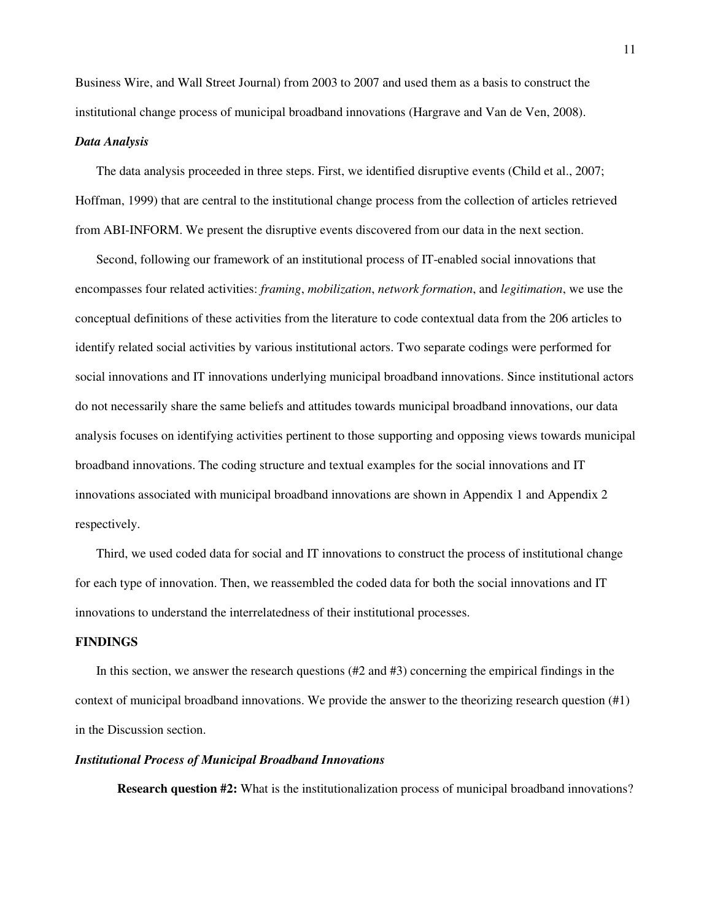Business Wire, and Wall Street Journal) from 2003 to 2007 and used them as a basis to construct the institutional change process of municipal broadband innovations (Hargrave and Van de Ven, 2008).

### *Data Analysis*

The data analysis proceeded in three steps. First, we identified disruptive events (Child et al., 2007; Hoffman, 1999) that are central to the institutional change process from the collection of articles retrieved from ABI-INFORM. We present the disruptive events discovered from our data in the next section.

Second, following our framework of an institutional process of IT-enabled social innovations that encompasses four related activities: *framing*, *mobilization*, *network formation*, and *legitimation*, we use the conceptual definitions of these activities from the literature to code contextual data from the 206 articles to identify related social activities by various institutional actors. Two separate codings were performed for social innovations and IT innovations underlying municipal broadband innovations. Since institutional actors do not necessarily share the same beliefs and attitudes towards municipal broadband innovations, our data analysis focuses on identifying activities pertinent to those supporting and opposing views towards municipal broadband innovations. The coding structure and textual examples for the social innovations and IT innovations associated with municipal broadband innovations are shown in Appendix 1 and Appendix 2 respectively.

Third, we used coded data for social and IT innovations to construct the process of institutional change for each type of innovation. Then, we reassembled the coded data for both the social innovations and IT innovations to understand the interrelatedness of their institutional processes.

## FINDINGS

In this section, we answer the research questions (#2 and #3) concerning the empirical findings in the context of municipal broadband innovations. We provide the answer to the theorizing research question (#1) in the Discussion section.

### *Institutional Process of Municipal Broadband Innovations*

**Research question #2:** What is the institutionalization process of municipal broadband innovations?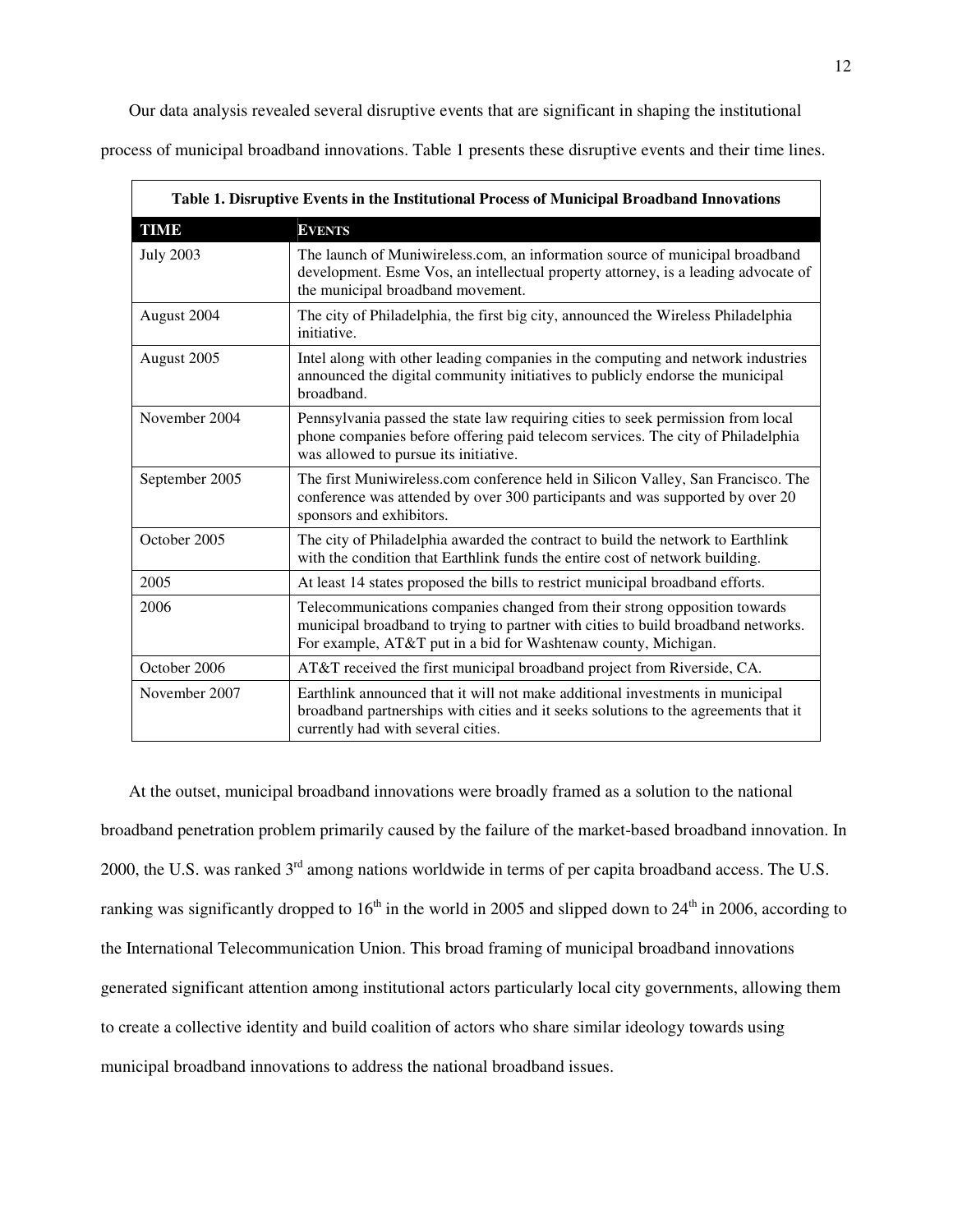Our data analysis revealed several disruptive events that are significant in shaping the institutional process of municipal broadband innovations. Table 1 presents these disruptive events and their time lines.

**Table 1. Disruptive Events in the Institutional Process of Municipal Broadband Innovations**

| TIME | EVENTS |
|---|---|
| July 2003 | The launch of Muniwireless.com, an information source of municipal broadband development. Esme Vos, an intellectual property attorney, is a leading advocate of the municipal broadband movement. |
| August 2004 | The city of Philadelphia, the first big city, announced the Wireless Philadelphia initiative. |
| August 2005 | Intel along with other leading companies in the computing and network industries announced the digital community initiatives to publicly endorse the municipal broadband. |
| November 2004 | Pennsylvania passed the state law requiring cities to seek permission from local phone companies before offering paid telecom services. The city of Philadelphia was allowed to pursue its initiative. |
| September 2005 | The first Muniwireless.com conference held in Silicon Valley, San Francisco. The conference was attended by over 300 participants and was supported by over 20 sponsors and exhibitors. |
| October 2005 | The city of Philadelphia awarded the contract to build the network to Earthlink with the condition that Earthlink funds the entire cost of network building. |
| 2005 | At least 14 states proposed the bills to restrict municipal broadband efforts. |
| 2006 | Telecommunications companies changed from their strong opposition towards municipal broadband to trying to partner with cities to build broadband networks. For example, AT&T put in a bid for Washtenaw county, Michigan. |
| October 2006 | AT&T received the first municipal broadband project from Riverside, CA. |
| November 2007 | Earthlink announced that it will not make additional investments in municipal broadband partnerships with cities and it seeks solutions to the agreements that it currently had with several cities. |

At the outset, municipal broadband innovations were broadly framed as a solution to the national broadband penetration problem primarily caused by the failure of the market-based broadband innovation. In 2000, the U.S. was ranked 3rd among nations worldwide in terms of per capita broadband access. The U.S. ranking was significantly dropped to 16th in the world in 2005 and slipped down to 24th in 2006, according to the International Telecommunication Union. This broad framing of municipal broadband innovations generated significant attention among institutional actors particularly local city governments, allowing them to create a collective identity and build coalition of actors who share similar ideology towards using municipal broadband innovations to address the national broadband issues.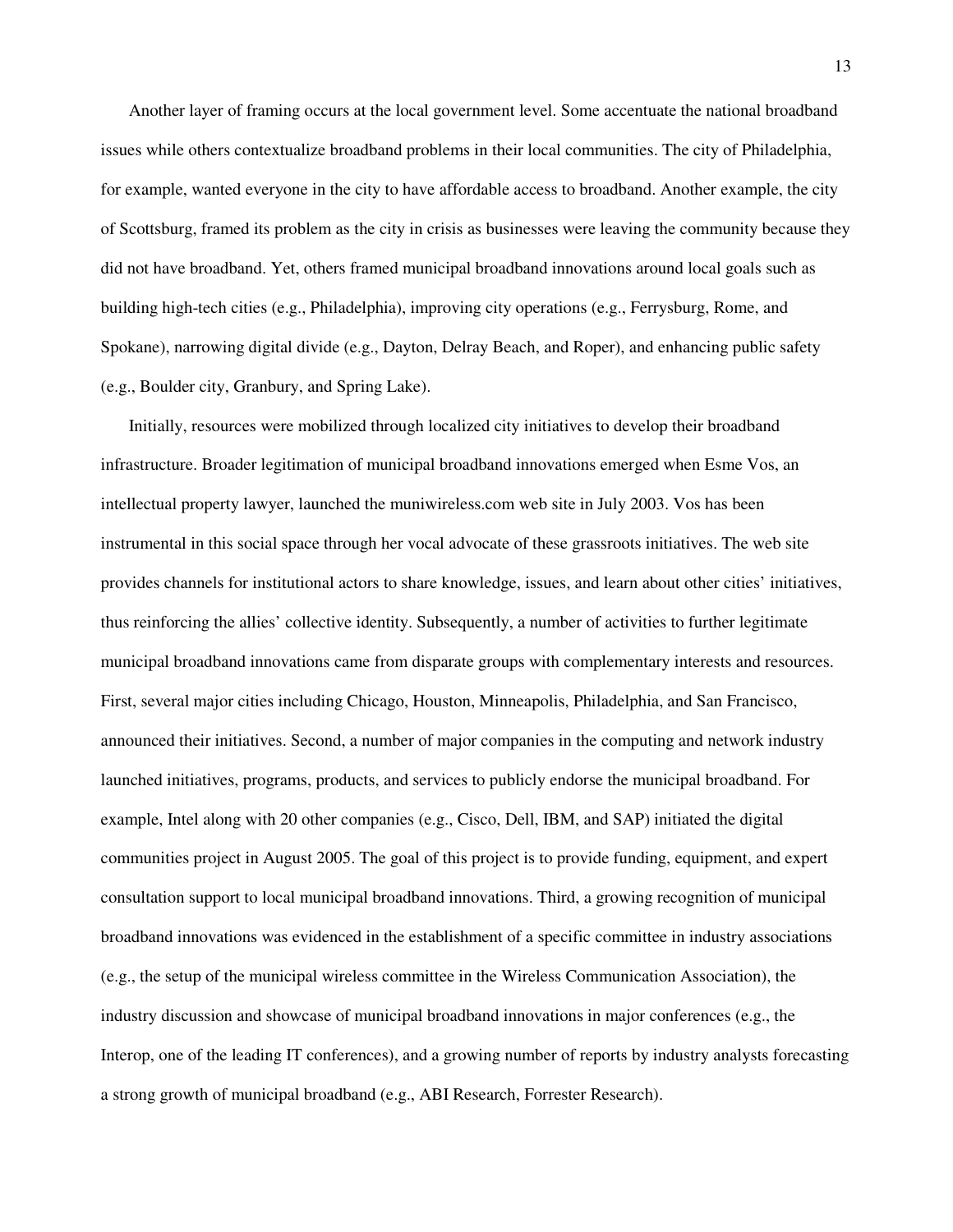Another layer of framing occurs at the local government level. Some accentuate the national broadband issues while others contextualize broadband problems in their local communities. The city of Philadelphia, for example, wanted everyone in the city to have affordable access to broadband. Another example, the city of Scottsburg, framed its problem as the city in crisis as businesses were leaving the community because they did not have broadband. Yet, others framed municipal broadband innovations around local goals such as building high-tech cities (e.g., Philadelphia), improving city operations (e.g., Ferrysburg, Rome, and Spokane), narrowing digital divide (e.g., Dayton, Delray Beach, and Roper), and enhancing public safety (e.g., Boulder city, Granbury, and Spring Lake).

Initially, resources were mobilized through localized city initiatives to develop their broadband infrastructure. Broader legitimation of municipal broadband innovations emerged when Esme Vos, an intellectual property lawyer, launched the muniwireless.com web site in July 2003. Vos has been instrumental in this social space through her vocal advocate of these grassroots initiatives. The web site provides channels for institutional actors to share knowledge, issues, and learn about other cities' initiatives, thus reinforcing the allies' collective identity. Subsequently, a number of activities to further legitimate municipal broadband innovations came from disparate groups with complementary interests and resources. First, several major cities including Chicago, Houston, Minneapolis, Philadelphia, and San Francisco, announced their initiatives. Second, a number of major companies in the computing and network industry launched initiatives, programs, products, and services to publicly endorse the municipal broadband. For example, Intel along with 20 other companies (e.g., Cisco, Dell, IBM, and SAP) initiated the digital communities project in August 2005. The goal of this project is to provide funding, equipment, and expert consultation support to local municipal broadband innovations. Third, a growing recognition of municipal broadband innovations was evidenced in the establishment of a specific committee in industry associations (e.g., the setup of the municipal wireless committee in the Wireless Communication Association), the industry discussion and showcase of municipal broadband innovations in major conferences (e.g., the Interop, one of the leading IT conferences), and a growing number of reports by industry analysts forecasting a strong growth of municipal broadband (e.g., ABI Research, Forrester Research).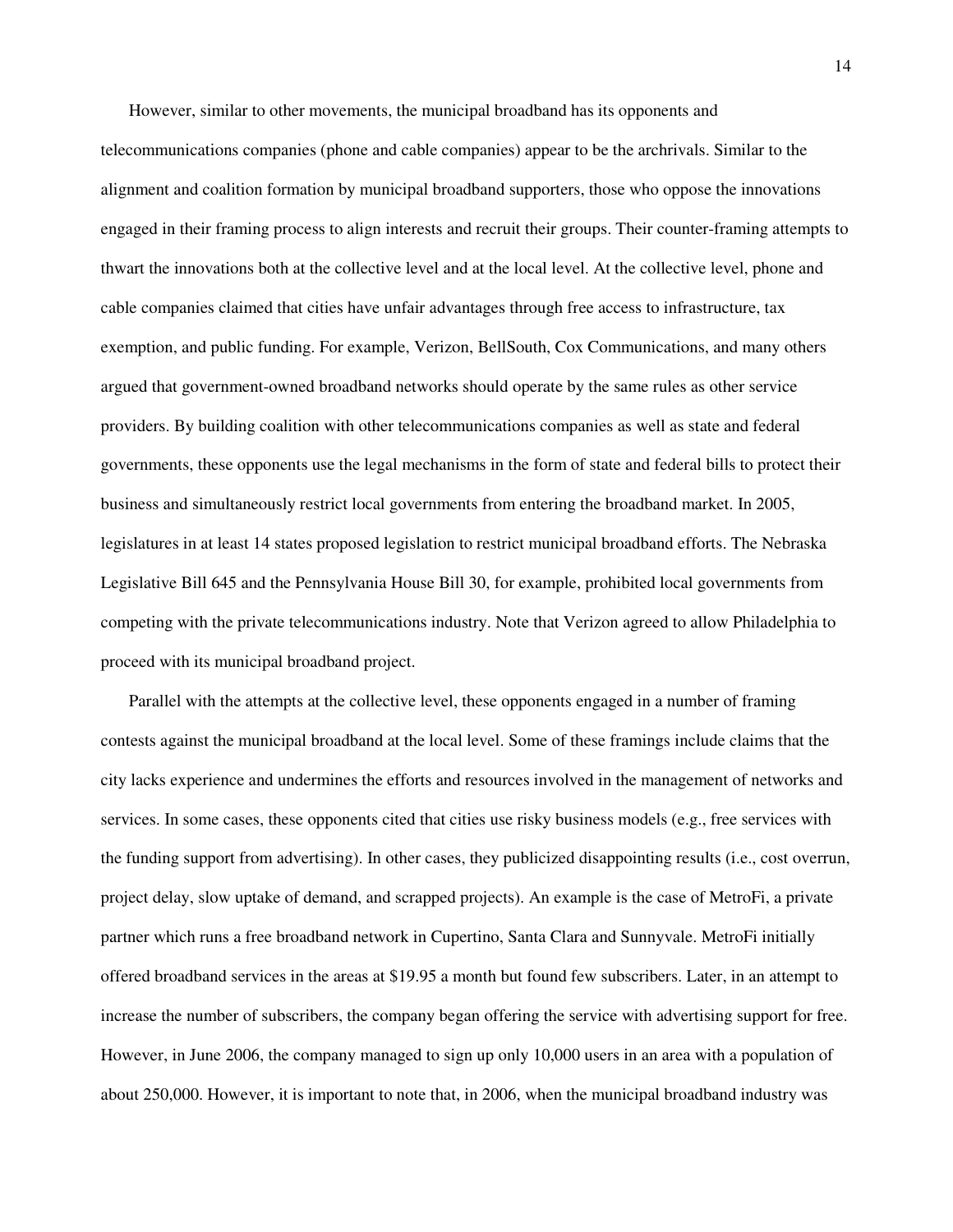However, similar to other movements, the municipal broadband has its opponents and telecommunications companies (phone and cable companies) appear to be the archrivals. Similar to the alignment and coalition formation by municipal broadband supporters, those who oppose the innovations engaged in their framing process to align interests and recruit their groups. Their counter-framing attempts to thwart the innovations both at the collective level and at the local level. At the collective level, phone and cable companies claimed that cities have unfair advantages through free access to infrastructure, tax exemption, and public funding. For example, Verizon, BellSouth, Cox Communications, and many others argued that government-owned broadband networks should operate by the same rules as other service providers. By building coalition with other telecommunications companies as well as state and federal governments, these opponents use the legal mechanisms in the form of state and federal bills to protect their business and simultaneously restrict local governments from entering the broadband market. In 2005, legislatures in at least 14 states proposed legislation to restrict municipal broadband efforts. The Nebraska Legislative Bill 645 and the Pennsylvania House Bill 30, for example, prohibited local governments from competing with the private telecommunications industry. Note that Verizon agreed to allow Philadelphia to proceed with its municipal broadband project.

Parallel with the attempts at the collective level, these opponents engaged in a number of framing contests against the municipal broadband at the local level. Some of these framings include claims that the city lacks experience and undermines the efforts and resources involved in the management of networks and services. In some cases, these opponents cited that cities use risky business models (e.g., free services with the funding support from advertising). In other cases, they publicized disappointing results (i.e., cost overrun, project delay, slow uptake of demand, and scrapped projects). An example is the case of MetroFi, a private partner which runs a free broadband network in Cupertino, Santa Clara and Sunnyvale. MetroFi initially offered broadband services in the areas at $19.95 a month but found few subscribers. Later, in an attempt to increase the number of subscribers, the company began offering the service with advertising support for free. However, in June 2006, the company managed to sign up only 10,000 users in an area with a population of about 250,000. However, it is important to note that, in 2006, when the municipal broadband industry was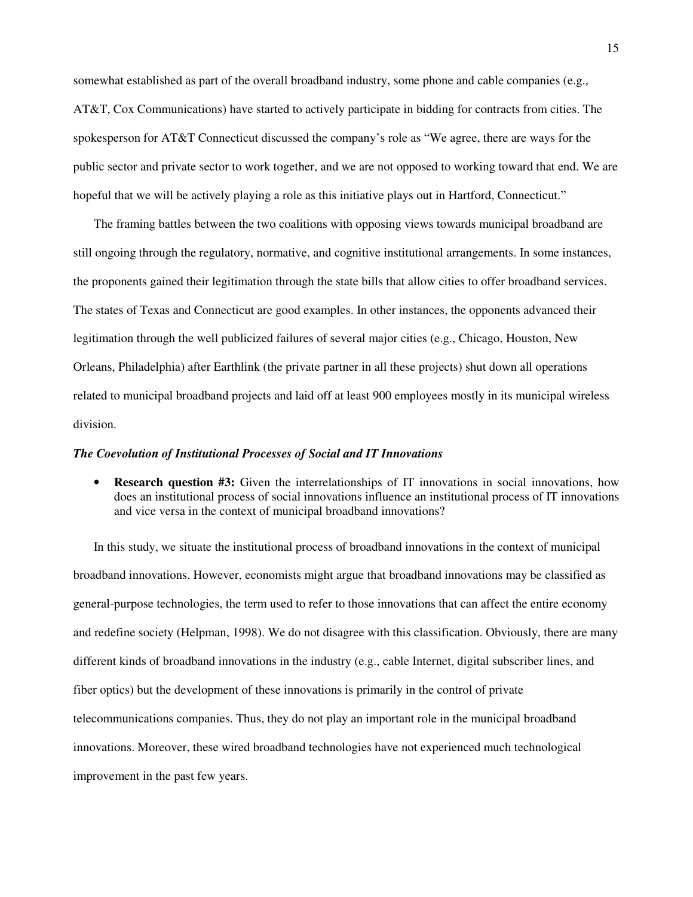somewhat established as part of the overall broadband industry, some phone and cable companies (e.g., AT&T, Cox Communications) have started to actively participate in bidding for contracts from cities. The spokesperson for AT&T Connecticut discussed the company's role as "We agree, there are ways for the public sector and private sector to work together, and we are not opposed to working toward that end. We are hopeful that we will be actively playing a role as this initiative plays out in Hartford, Connecticut."

The framing battles between the two coalitions with opposing views towards municipal broadband are still ongoing through the regulatory, normative, and cognitive institutional arrangements. In some instances, the proponents gained their legitimation through the state bills that allow cities to offer broadband services. The states of Texas and Connecticut are good examples. In other instances, the opponents advanced their legitimation through the well publicized failures of several major cities (e.g., Chicago, Houston, New Orleans, Philadelphia) after Earthlink (the private partner in all these projects) shut down all operations related to municipal broadband projects and laid off at least 900 employees mostly in its municipal wireless division.

### *The Coevolution of Institutional Processes of Social and IT Innovations*

- **Research question #3:** Given the interrelationships of IT innovations in social innovations, how does an institutional process of social innovations influence an institutional process of IT innovations and vice versa in the context of municipal broadband innovations?

In this study, we situate the institutional process of broadband innovations in the context of municipal broadband innovations. However, economists might argue that broadband innovations may be classified as general-purpose technologies, the term used to refer to those innovations that can affect the entire economy and redefine society (Helpman, 1998). We do not disagree with this classification. Obviously, there are many different kinds of broadband innovations in the industry (e.g., cable Internet, digital subscriber lines, and fiber optics) but the development of these innovations is primarily in the control of private telecommunications companies. Thus, they do not play an important role in the municipal broadband innovations. Moreover, these wired broadband technologies have not experienced much technological improvement in the past few years.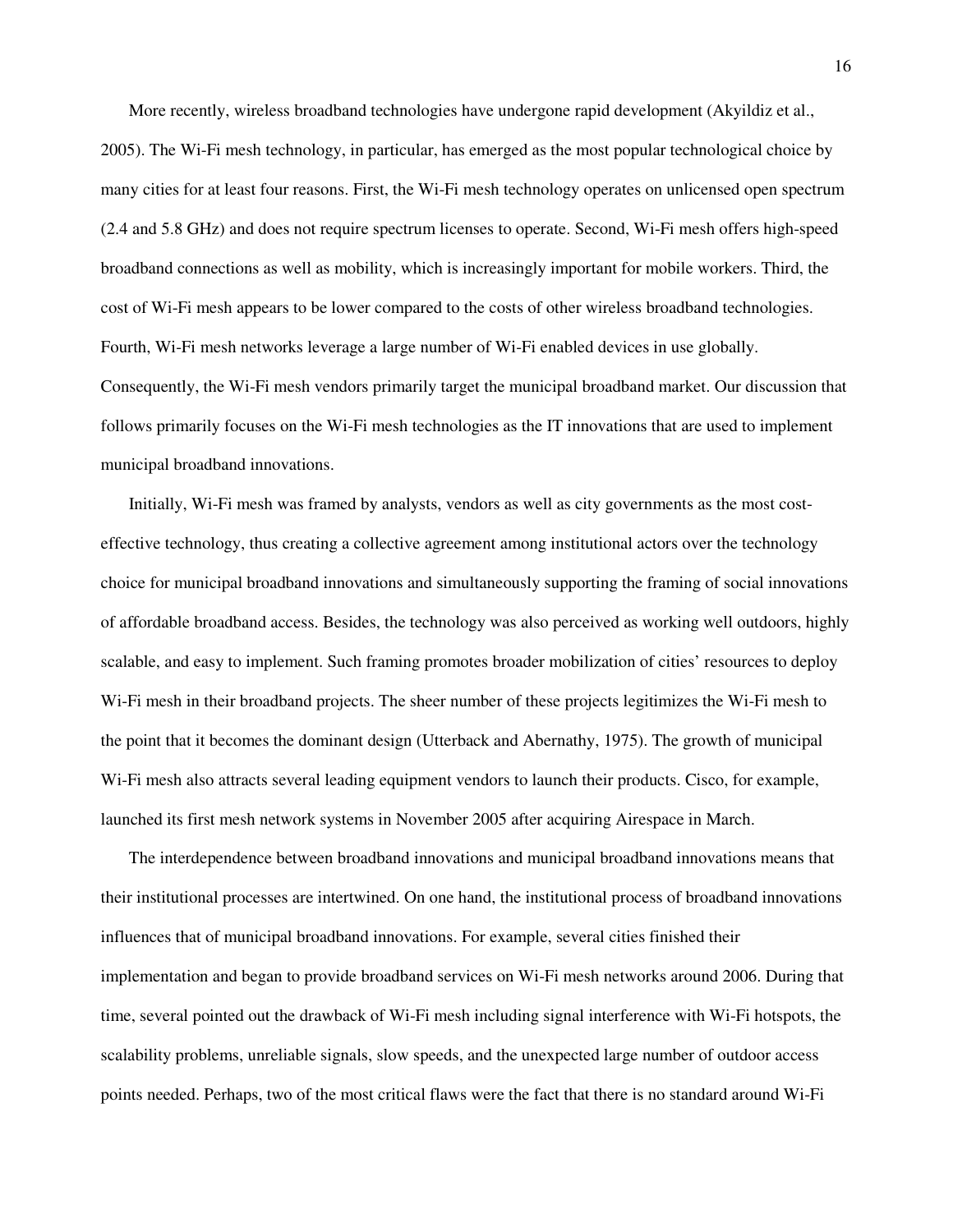More recently, wireless broadband technologies have undergone rapid development (Akyildiz et al., 2005). The Wi-Fi mesh technology, in particular, has emerged as the most popular technological choice by many cities for at least four reasons. First, the Wi-Fi mesh technology operates on unlicensed open spectrum (2.4 and 5.8 GHz) and does not require spectrum licenses to operate. Second, Wi-Fi mesh offers high-speed broadband connections as well as mobility, which is increasingly important for mobile workers. Third, the cost of Wi-Fi mesh appears to be lower compared to the costs of other wireless broadband technologies. Fourth, Wi-Fi mesh networks leverage a large number of Wi-Fi enabled devices in use globally. Consequently, the Wi-Fi mesh vendors primarily target the municipal broadband market. Our discussion that follows primarily focuses on the Wi-Fi mesh technologies as the IT innovations that are used to implement municipal broadband innovations.

Initially, Wi-Fi mesh was framed by analysts, vendors as well as city governments as the most cost-effective technology, thus creating a collective agreement among institutional actors over the technology choice for municipal broadband innovations and simultaneously supporting the framing of social innovations of affordable broadband access. Besides, the technology was also perceived as working well outdoors, highly scalable, and easy to implement. Such framing promotes broader mobilization of cities' resources to deploy Wi-Fi mesh in their broadband projects. The sheer number of these projects legitimizes the Wi-Fi mesh to the point that it becomes the dominant design (Utterback and Abernathy, 1975). The growth of municipal Wi-Fi mesh also attracts several leading equipment vendors to launch their products. Cisco, for example, launched its first mesh network systems in November 2005 after acquiring Airespace in March.

The interdependence between broadband innovations and municipal broadband innovations means that their institutional processes are intertwined. On one hand, the institutional process of broadband innovations influences that of municipal broadband innovations. For example, several cities finished their implementation and began to provide broadband services on Wi-Fi mesh networks around 2006. During that time, several pointed out the drawback of Wi-Fi mesh including signal interference with Wi-Fi hotspots, the scalability problems, unreliable signals, slow speeds, and the unexpected large number of outdoor access points needed. Perhaps, two of the most critical flaws were the fact that there is no standard around Wi-Fi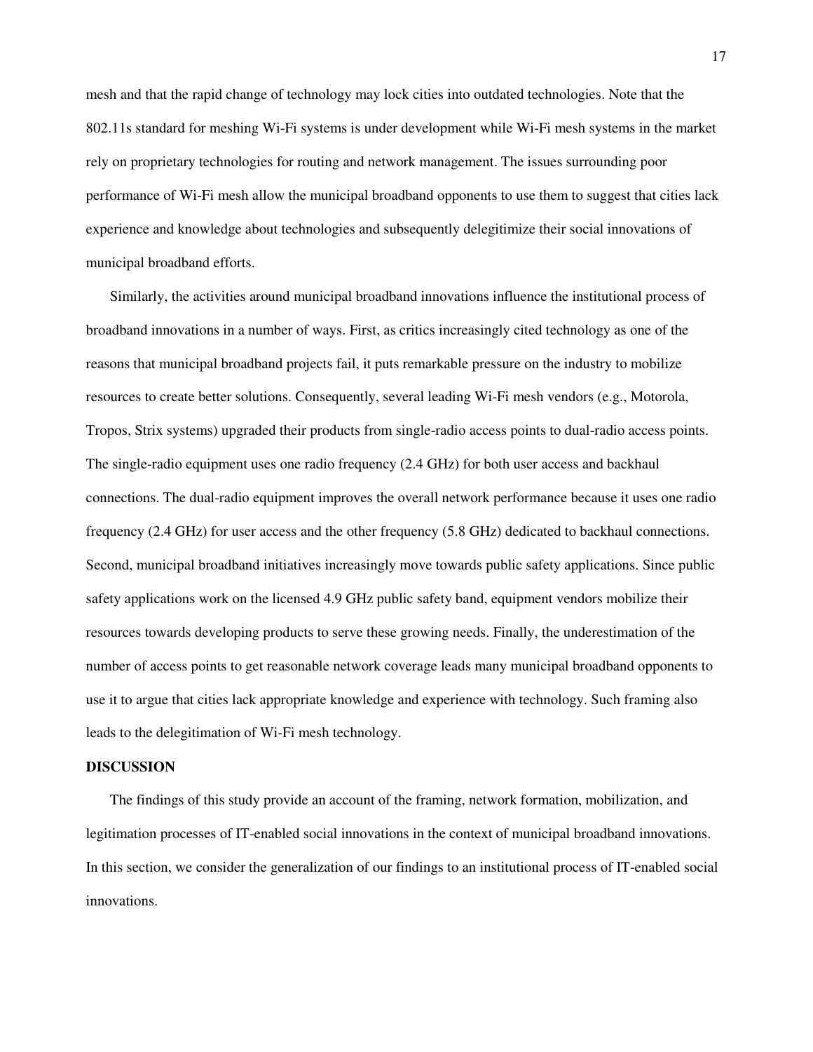mesh and that the rapid change of technology may lock cities into outdated technologies. Note that the 802.11s standard for meshing Wi-Fi systems is under development while Wi-Fi mesh systems in the market rely on proprietary technologies for routing and network management. The issues surrounding poor performance of Wi-Fi mesh allow the municipal broadband opponents to use them to suggest that cities lack experience and knowledge about technologies and subsequently delegitimize their social innovations of municipal broadband efforts.

Similarly, the activities around municipal broadband innovations influence the institutional process of broadband innovations in a number of ways. First, as critics increasingly cited technology as one of the reasons that municipal broadband projects fail, it puts remarkable pressure on the industry to mobilize resources to create better solutions. Consequently, several leading Wi-Fi mesh vendors (e.g., Motorola, Tropos, Strix systems) upgraded their products from single-radio access points to dual-radio access points. The single-radio equipment uses one radio frequency (2.4 GHz) for both user access and backhaul connections. The dual-radio equipment improves the overall network performance because it uses one radio frequency (2.4 GHz) for user access and the other frequency (5.8 GHz) dedicated to backhaul connections. Second, municipal broadband initiatives increasingly move towards public safety applications. Since public safety applications work on the licensed 4.9 GHz public safety band, equipment vendors mobilize their resources towards developing products to serve these growing needs. Finally, the underestimation of the number of access points to get reasonable network coverage leads many municipal broadband opponents to use it to argue that cities lack appropriate knowledge and experience with technology. Such framing also leads to the delegitimation of Wi-Fi mesh technology.

## DISCUSSION

The findings of this study provide an account of the framing, network formation, mobilization, and legitimation processes of IT-enabled social innovations in the context of municipal broadband innovations. In this section, we consider the generalization of our findings to an institutional process of IT-enabled social innovations.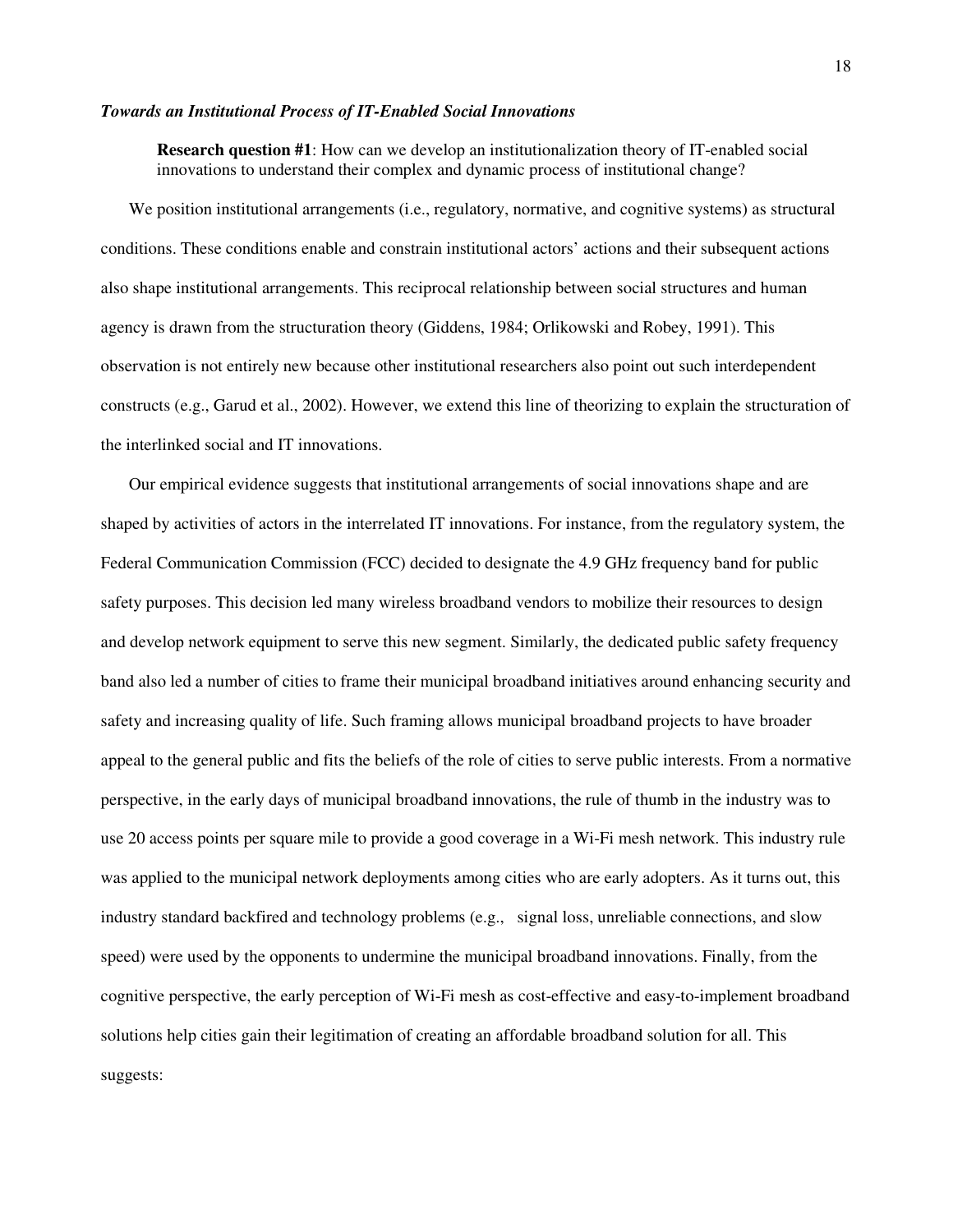***Towards an Institutional Process of IT-Enabled Social Innovations***

> **Research question #1**: How can we develop an institutionalization theory of IT-enabled social innovations to understand their complex and dynamic process of institutional change?

We position institutional arrangements (i.e., regulatory, normative, and cognitive systems) as structural conditions. These conditions enable and constrain institutional actors' actions and their subsequent actions also shape institutional arrangements. This reciprocal relationship between social structures and human agency is drawn from the structuration theory (Giddens, 1984; Orlikowski and Robey, 1991). This observation is not entirely new because other institutional researchers also point out such interdependent constructs (e.g., Garud et al., 2002). However, we extend this line of theorizing to explain the structuration of the interlinked social and IT innovations.

Our empirical evidence suggests that institutional arrangements of social innovations shape and are shaped by activities of actors in the interrelated IT innovations. For instance, from the regulatory system, the Federal Communication Commission (FCC) decided to designate the 4.9 GHz frequency band for public safety purposes. This decision led many wireless broadband vendors to mobilize their resources to design and develop network equipment to serve this new segment. Similarly, the dedicated public safety frequency band also led a number of cities to frame their municipal broadband initiatives around enhancing security and safety and increasing quality of life. Such framing allows municipal broadband projects to have broader appeal to the general public and fits the beliefs of the role of cities to serve public interests. From a normative perspective, in the early days of municipal broadband innovations, the rule of thumb in the industry was to use 20 access points per square mile to provide a good coverage in a Wi-Fi mesh network. This industry rule was applied to the municipal network deployments among cities who are early adopters. As it turns out, this industry standard backfired and technology problems (e.g., signal loss, unreliable connections, and slow speed) were used by the opponents to undermine the municipal broadband innovations. Finally, from the cognitive perspective, the early perception of Wi-Fi mesh as cost-effective and easy-to-implement broadband solutions help cities gain their legitimation of creating an affordable broadband solution for all. This suggests: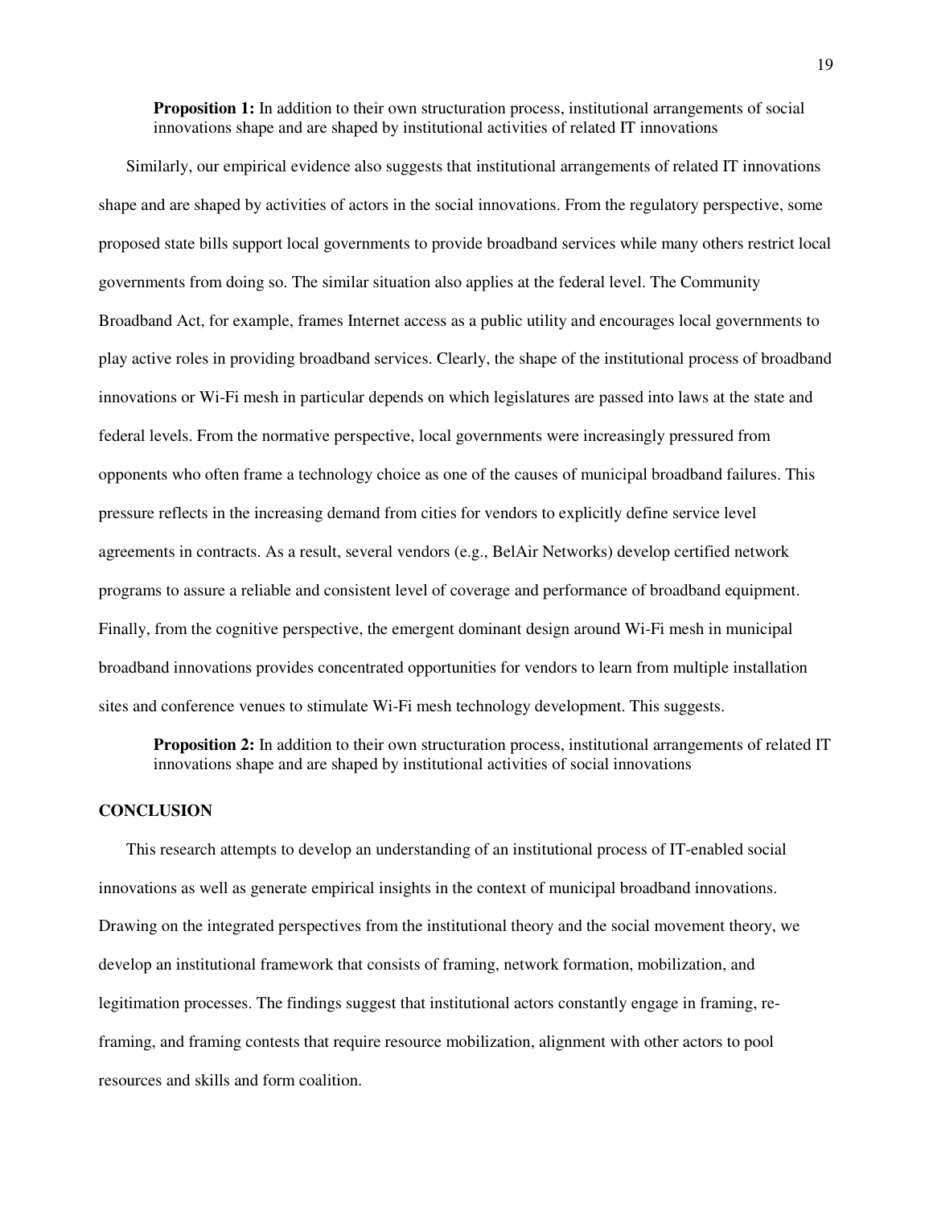**Proposition 1:** In addition to their own structuration process, institutional arrangements of social innovations shape and are shaped by institutional activities of related IT innovations

Similarly, our empirical evidence also suggests that institutional arrangements of related IT innovations shape and are shaped by activities of actors in the social innovations. From the regulatory perspective, some proposed state bills support local governments to provide broadband services while many others restrict local governments from doing so. The similar situation also applies at the federal level. The Community Broadband Act, for example, frames Internet access as a public utility and encourages local governments to play active roles in providing broadband services. Clearly, the shape of the institutional process of broadband innovations or Wi-Fi mesh in particular depends on which legislatures are passed into laws at the state and federal levels. From the normative perspective, local governments were increasingly pressured from opponents who often frame a technology choice as one of the causes of municipal broadband failures. This pressure reflects in the increasing demand from cities for vendors to explicitly define service level agreements in contracts. As a result, several vendors (e.g., BelAir Networks) develop certified network programs to assure a reliable and consistent level of coverage and performance of broadband equipment. Finally, from the cognitive perspective, the emergent dominant design around Wi-Fi mesh in municipal broadband innovations provides concentrated opportunities for vendors to learn from multiple installation sites and conference venues to stimulate Wi-Fi mesh technology development. This suggests.

**Proposition 2:** In addition to their own structuration process, institutional arrangements of related IT innovations shape and are shaped by institutional activities of social innovations

## CONCLUSION

This research attempts to develop an understanding of an institutional process of IT-enabled social innovations as well as generate empirical insights in the context of municipal broadband innovations. Drawing on the integrated perspectives from the institutional theory and the social movement theory, we develop an institutional framework that consists of framing, network formation, mobilization, and legitimation processes. The findings suggest that institutional actors constantly engage in framing, re-framing, and framing contests that require resource mobilization, alignment with other actors to pool resources and skills and form coalition.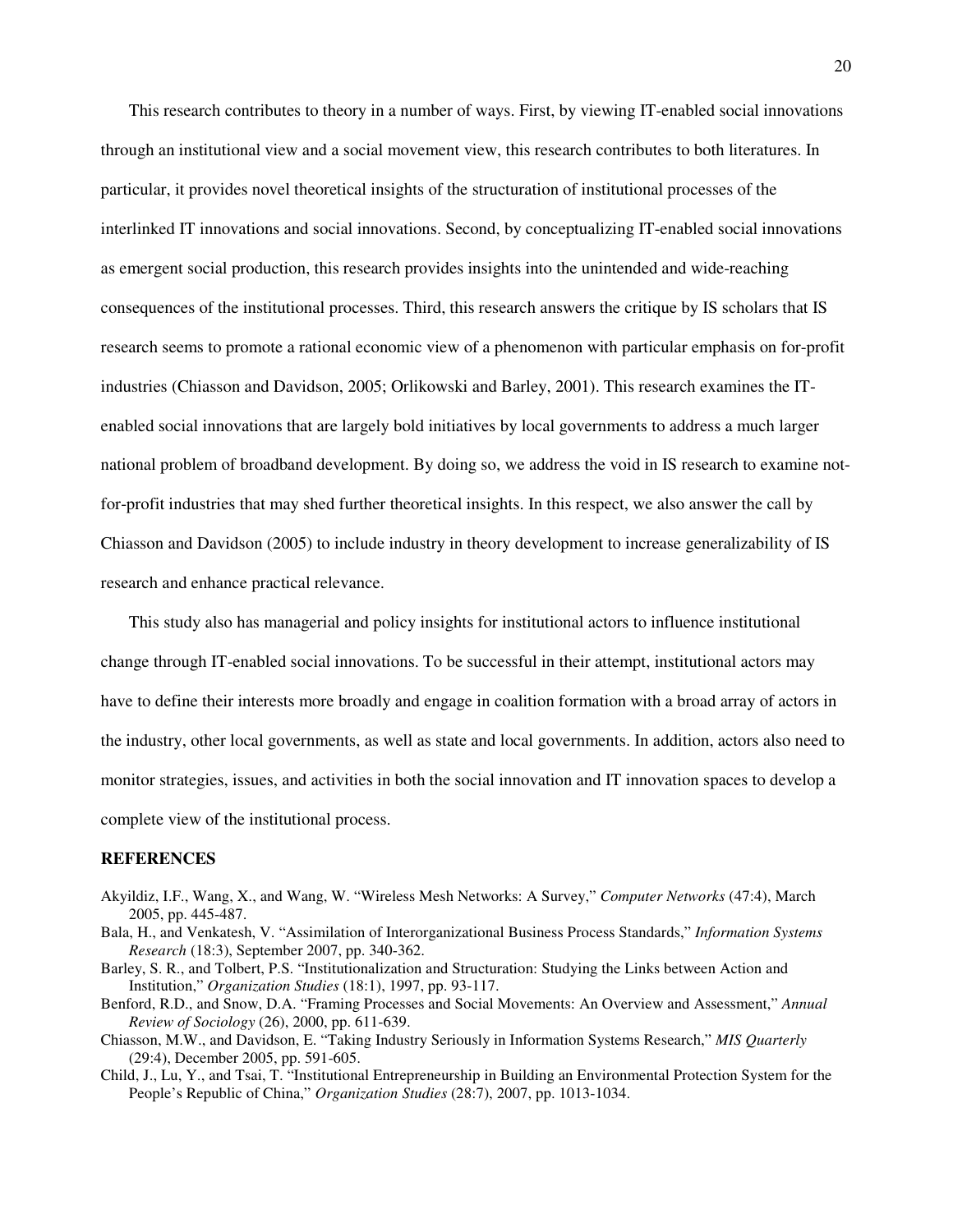This research contributes to theory in a number of ways. First, by viewing IT-enabled social innovations through an institutional view and a social movement view, this research contributes to both literatures. In particular, it provides novel theoretical insights of the structuration of institutional processes of the interlinked IT innovations and social innovations. Second, by conceptualizing IT-enabled social innovations as emergent social production, this research provides insights into the unintended and wide-reaching consequences of the institutional processes. Third, this research answers the critique by IS scholars that IS research seems to promote a rational economic view of a phenomenon with particular emphasis on for-profit industries (Chiasson and Davidson, 2005; Orlikowski and Barley, 2001). This research examines the IT-enabled social innovations that are largely bold initiatives by local governments to address a much larger national problem of broadband development. By doing so, we address the void in IS research to examine not-for-profit industries that may shed further theoretical insights. In this respect, we also answer the call by Chiasson and Davidson (2005) to include industry in theory development to increase generalizability of IS research and enhance practical relevance.

This study also has managerial and policy insights for institutional actors to influence institutional change through IT-enabled social innovations. To be successful in their attempt, institutional actors may have to define their interests more broadly and engage in coalition formation with a broad array of actors in the industry, other local governments, as well as state and local governments. In addition, actors also need to monitor strategies, issues, and activities in both the social innovation and IT innovation spaces to develop a complete view of the institutional process.

## REFERENCES

Akyildiz, I.F., Wang, X., and Wang, W. "Wireless Mesh Networks: A Survey," *Computer Networks* (47:4), March 2005, pp. 445-487.

Bala, H., and Venkatesh, V. "Assimilation of Interorganizational Business Process Standards," *Information Systems Research* (18:3), September 2007, pp. 340-362.

Barley, S. R., and Tolbert, P.S. "Institutionalization and Structuration: Studying the Links between Action and Institution," *Organization Studies* (18:1), 1997, pp. 93-117.

Benford, R.D., and Snow, D.A. "Framing Processes and Social Movements: An Overview and Assessment," *Annual Review of Sociology* (26), 2000, pp. 611-639.

Chiasson, M.W., and Davidson, E. "Taking Industry Seriously in Information Systems Research," *MIS Quarterly* (29:4), December 2005, pp. 591-605.

Child, J., Lu, Y., and Tsai, T. "Institutional Entrepreneurship in Building an Environmental Protection System for the People's Republic of China," *Organization Studies* (28:7), 2007, pp. 1013-1034.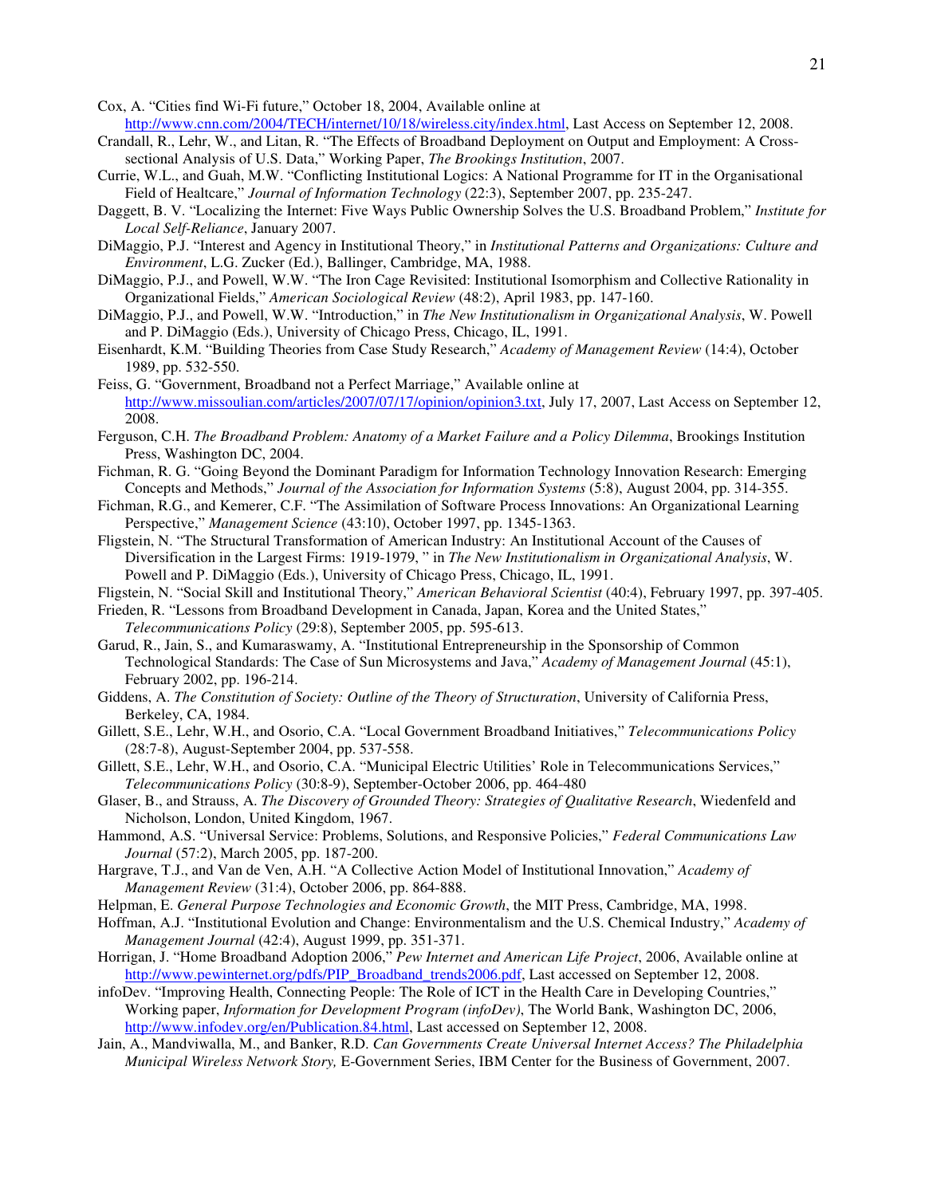Cox, A. "Cities find Wi-Fi future," October 18, 2004, Available online at http://www.cnn.com/2004/TECH/internet/10/18/wireless.city/index.html, Last Access on September 12, 2008.

Crandall, R., Lehr, W., and Litan, R. "The Effects of Broadband Deployment on Output and Employment: A Cross-sectional Analysis of U.S. Data," Working Paper, *The Brookings Institution*, 2007.

Currie, W.L., and Guah, M.W. "Conflicting Institutional Logics: A National Programme for IT in the Organisational Field of Healtcare," *Journal of Information Technology* (22:3), September 2007, pp. 235-247.

Daggett, B. V. "Localizing the Internet: Five Ways Public Ownership Solves the U.S. Broadband Problem," *Institute for Local Self-Reliance*, January 2007.

DiMaggio, P.J. "Interest and Agency in Institutional Theory," in *Institutional Patterns and Organizations: Culture and Environment*, L.G. Zucker (Ed.), Ballinger, Cambridge, MA, 1988.

DiMaggio, P.J., and Powell, W.W. "The Iron Cage Revisited: Institutional Isomorphism and Collective Rationality in Organizational Fields," *American Sociological Review* (48:2), April 1983, pp. 147-160.

DiMaggio, P.J., and Powell, W.W. "Introduction," in *The New Institutionalism in Organizational Analysis*, W. Powell and P. DiMaggio (Eds.), University of Chicago Press, Chicago, IL, 1991.

Eisenhardt, K.M. "Building Theories from Case Study Research," *Academy of Management Review* (14:4), October 1989, pp. 532-550.

Feiss, G. "Government, Broadband not a Perfect Marriage," Available online at http://www.missoulian.com/articles/2007/07/17/opinion/opinion3.txt, July 17, 2007, Last Access on September 12, 2008.

Ferguson, C.H. *The Broadband Problem: Anatomy of a Market Failure and a Policy Dilemma*, Brookings Institution Press, Washington DC, 2004.

Fichman, R. G. "Going Beyond the Dominant Paradigm for Information Technology Innovation Research: Emerging Concepts and Methods," *Journal of the Association for Information Systems* (5:8), August 2004, pp. 314-355.

Fichman, R.G., and Kemerer, C.F. "The Assimilation of Software Process Innovations: An Organizational Learning Perspective," *Management Science* (43:10), October 1997, pp. 1345-1363.

Fligstein, N. "The Structural Transformation of American Industry: An Institutional Account of the Causes of Diversification in the Largest Firms: 1919-1979, " in *The New Institutionalism in Organizational Analysis*, W. Powell and P. DiMaggio (Eds.), University of Chicago Press, Chicago, IL, 1991.

Fligstein, N. "Social Skill and Institutional Theory," *American Behavioral Scientist* (40:4), February 1997, pp. 397-405.

Frieden, R. "Lessons from Broadband Development in Canada, Japan, Korea and the United States," *Telecommunications Policy* (29:8), September 2005, pp. 595-613.

Garud, R., Jain, S., and Kumaraswamy, A. "Institutional Entrepreneurship in the Sponsorship of Common Technological Standards: The Case of Sun Microsystems and Java," *Academy of Management Journal* (45:1), February 2002, pp. 196-214.

Giddens, A. *The Constitution of Society: Outline of the Theory of Structuration*, University of California Press, Berkeley, CA, 1984.

Gillett, S.E., Lehr, W.H., and Osorio, C.A. "Local Government Broadband Initiatives," *Telecommunications Policy* (28:7-8), August-September 2004, pp. 537-558.

Gillett, S.E., Lehr, W.H., and Osorio, C.A. "Municipal Electric Utilities' Role in Telecommunications Services," *Telecommunications Policy* (30:8-9), September-October 2006, pp. 464-480

Glaser, B., and Strauss, A. *The Discovery of Grounded Theory: Strategies of Qualitative Research*, Wiedenfeld and Nicholson, London, United Kingdom, 1967.

Hammond, A.S. "Universal Service: Problems, Solutions, and Responsive Policies," *Federal Communications Law Journal* (57:2), March 2005, pp. 187-200.

Hargrave, T.J., and Van de Ven, A.H. "A Collective Action Model of Institutional Innovation," *Academy of Management Review* (31:4), October 2006, pp. 864-888.

Helpman, E. *General Purpose Technologies and Economic Growth*, the MIT Press, Cambridge, MA, 1998.

Hoffman, A.J. "Institutional Evolution and Change: Environmentalism and the U.S. Chemical Industry," *Academy of Management Journal* (42:4), August 1999, pp. 351-371.

Horrigan, J. "Home Broadband Adoption 2006," *Pew Internet and American Life Project*, 2006, Available online at http://www.pewinternet.org/pdfs/PIP_Broadband_trends2006.pdf, Last accessed on September 12, 2008.

infoDev. "Improving Health, Connecting People: The Role of ICT in the Health Care in Developing Countries," Working paper, *Information for Development Program (infoDev)*, The World Bank, Washington DC, 2006, http://www.infodev.org/en/Publication.84.html, Last accessed on September 12, 2008.

Jain, A., Mandviwalla, M., and Banker, R.D. *Can Governments Create Universal Internet Access? The Philadelphia Municipal Wireless Network Story,* E-Government Series, IBM Center for the Business of Government, 2007.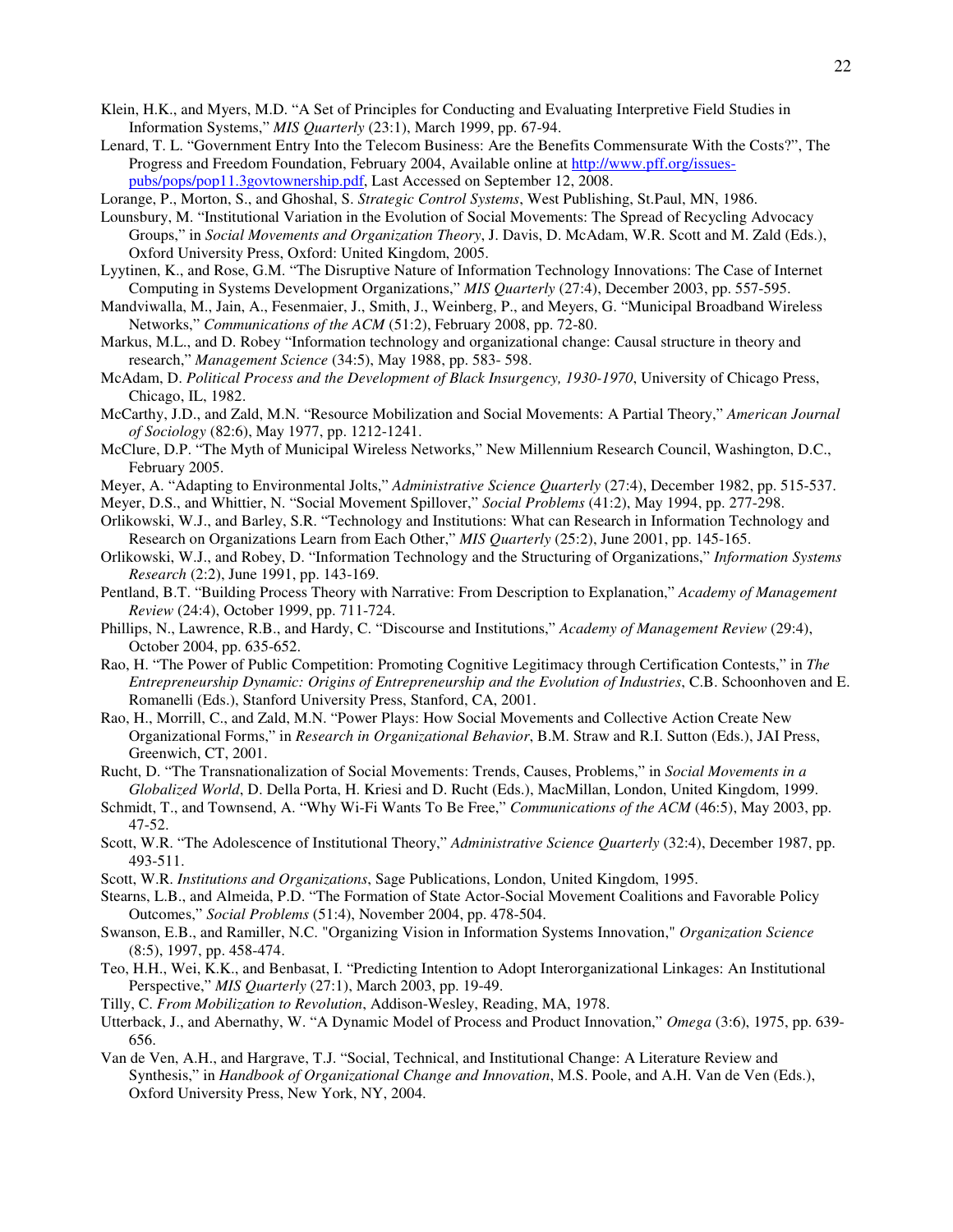Klein, H.K., and Myers, M.D. "A Set of Principles for Conducting and Evaluating Interpretive Field Studies in Information Systems," *MIS Quarterly* (23:1), March 1999, pp. 67-94.

Lenard, T. L. "Government Entry Into the Telecom Business: Are the Benefits Commensurate With the Costs?", The Progress and Freedom Foundation, February 2004, Available online at http://www.pff.org/issues-pubs/pops/pop11.3govtownership.pdf, Last Accessed on September 12, 2008.

Lorange, P., Morton, S., and Ghoshal, S. *Strategic Control Systems*, West Publishing, St.Paul, MN, 1986.

Lounsbury, M. "Institutional Variation in the Evolution of Social Movements: The Spread of Recycling Advocacy Groups," in *Social Movements and Organization Theory*, J. Davis, D. McAdam, W.R. Scott and M. Zald (Eds.), Oxford University Press, Oxford: United Kingdom, 2005.

Lyytinen, K., and Rose, G.M. "The Disruptive Nature of Information Technology Innovations: The Case of Internet Computing in Systems Development Organizations," *MIS Quarterly* (27:4), December 2003, pp. 557-595.

Mandviwalla, M., Jain, A., Fesenmaier, J., Smith, J., Weinberg, P., and Meyers, G. "Municipal Broadband Wireless Networks," *Communications of the ACM* (51:2), February 2008, pp. 72-80.

Markus, M.L., and D. Robey "Information technology and organizational change: Causal structure in theory and research," *Management Science* (34:5), May 1988, pp. 583- 598.

McAdam, D. *Political Process and the Development of Black Insurgency, 1930-1970*, University of Chicago Press, Chicago, IL, 1982.

McCarthy, J.D., and Zald, M.N. "Resource Mobilization and Social Movements: A Partial Theory," *American Journal of Sociology* (82:6), May 1977, pp. 1212-1241.

McClure, D.P. "The Myth of Municipal Wireless Networks," New Millennium Research Council, Washington, D.C., February 2005.

Meyer, A. "Adapting to Environmental Jolts," *Administrative Science Quarterly* (27:4), December 1982, pp. 515-537.

Meyer, D.S., and Whittier, N. "Social Movement Spillover," *Social Problems* (41:2), May 1994, pp. 277-298.

Orlikowski, W.J., and Barley, S.R. "Technology and Institutions: What can Research in Information Technology and Research on Organizations Learn from Each Other," *MIS Quarterly* (25:2), June 2001, pp. 145-165.

Orlikowski, W.J., and Robey, D. "Information Technology and the Structuring of Organizations," *Information Systems Research* (2:2), June 1991, pp. 143-169.

Pentland, B.T. "Building Process Theory with Narrative: From Description to Explanation," *Academy of Management Review* (24:4), October 1999, pp. 711-724.

Phillips, N., Lawrence, R.B., and Hardy, C. "Discourse and Institutions," *Academy of Management Review* (29:4), October 2004, pp. 635-652.

Rao, H. "The Power of Public Competition: Promoting Cognitive Legitimacy through Certification Contests," in *The Entrepreneurship Dynamic: Origins of Entrepreneurship and the Evolution of Industries*, C.B. Schoonhoven and E. Romanelli (Eds.), Stanford University Press, Stanford, CA, 2001.

Rao, H., Morrill, C., and Zald, M.N. "Power Plays: How Social Movements and Collective Action Create New Organizational Forms," in *Research in Organizational Behavior*, B.M. Straw and R.I. Sutton (Eds.), JAI Press, Greenwich, CT, 2001.

Rucht, D. "The Transnationalization of Social Movements: Trends, Causes, Problems," in *Social Movements in a Globalized World*, D. Della Porta, H. Kriesi and D. Rucht (Eds.), MacMillan, London, United Kingdom, 1999.

Schmidt, T., and Townsend, A. "Why Wi-Fi Wants To Be Free," *Communications of the ACM* (46:5), May 2003, pp. 47-52.

Scott, W.R. "The Adolescence of Institutional Theory," *Administrative Science Quarterly* (32:4), December 1987, pp. 493-511.

Scott, W.R. *Institutions and Organizations*, Sage Publications, London, United Kingdom, 1995.

Stearns, L.B., and Almeida, P.D. "The Formation of State Actor-Social Movement Coalitions and Favorable Policy Outcomes," *Social Problems* (51:4), November 2004, pp. 478-504.

Swanson, E.B., and Ramiller, N.C. "Organizing Vision in Information Systems Innovation," *Organization Science* (8:5), 1997, pp. 458-474.

Teo, H.H., Wei, K.K., and Benbasat, I. "Predicting Intention to Adopt Interorganizational Linkages: An Institutional Perspective," *MIS Quarterly* (27:1), March 2003, pp. 19-49.

Tilly, C. *From Mobilization to Revolution*, Addison-Wesley, Reading, MA, 1978.

Utterback, J., and Abernathy, W. "A Dynamic Model of Process and Product Innovation," *Omega* (3:6), 1975, pp. 639-656.

Van de Ven, A.H., and Hargrave, T.J. "Social, Technical, and Institutional Change: A Literature Review and Synthesis," in *Handbook of Organizational Change and Innovation*, M.S. Poole, and A.H. Van de Ven (Eds.), Oxford University Press, New York, NY, 2004.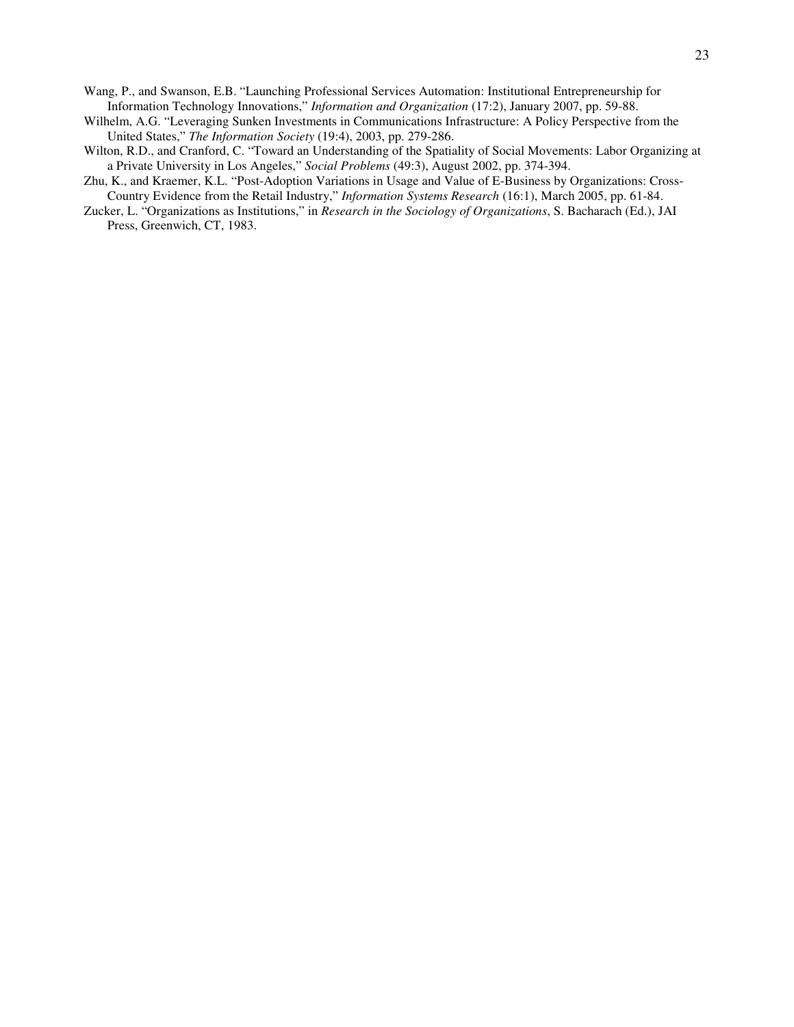Wang, P., and Swanson, E.B. "Launching Professional Services Automation: Institutional Entrepreneurship for Information Technology Innovations," *Information and Organization* (17:2), January 2007, pp. 59-88.

Wilhelm, A.G. "Leveraging Sunken Investments in Communications Infrastructure: A Policy Perspective from the United States," *The Information Society* (19:4), 2003, pp. 279-286.

Wilton, R.D., and Cranford, C. "Toward an Understanding of the Spatiality of Social Movements: Labor Organizing at a Private University in Los Angeles," *Social Problems* (49:3), August 2002, pp. 374-394.

Zhu, K., and Kraemer, K.L. "Post-Adoption Variations in Usage and Value of E-Business by Organizations: Cross-Country Evidence from the Retail Industry," *Information Systems Research* (16:1), March 2005, pp. 61-84.

Zucker, L. "Organizations as Institutions," in *Research in the Sociology of Organizations*, S. Bacharach (Ed.), JAI Press, Greenwich, CT, 1983.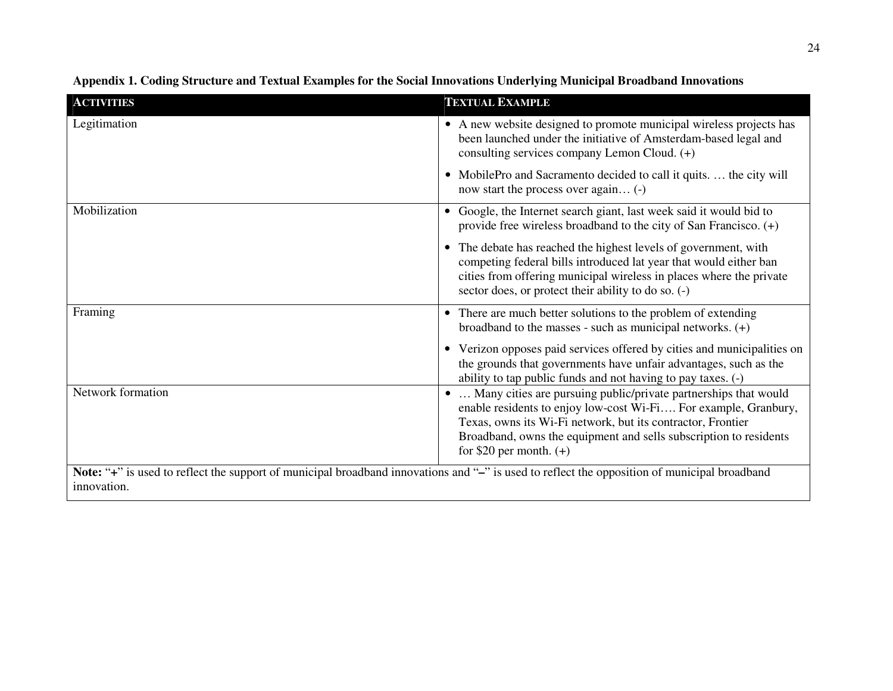**Appendix 1. Coding Structure and Textual Examples for the Social Innovations Underlying Municipal Broadband Innovations**

| ACTIVITIES | TEXTUAL EXAMPLE |
|---|---|
| Legitimation | • A new website designed to promote municipal wireless projects has been launched under the initiative of Amsterdam-based legal and consulting services company Lemon Cloud. (+)<br>• MobilePro and Sacramento decided to call it quits. … the city will now start the process over again… (-) |
| Mobilization | • Google, the Internet search giant, last week said it would bid to provide free wireless broadband to the city of San Francisco. (+)<br>• The debate has reached the highest levels of government, with competing federal bills introduced lat year that would either ban cities from offering municipal wireless in places where the private sector does, or protect their ability to do so. (-) |
| Framing | • There are much better solutions to the problem of extending broadband to the masses - such as municipal networks. (+)<br>• Verizon opposes paid services offered by cities and municipalities on the grounds that governments have unfair advantages, such as the ability to tap public funds and not having to pay taxes. (-) |
| Network formation | • … Many cities are pursuing public/private partnerships that would enable residents to enjoy low-cost Wi-Fi…. For example, Granbury, Texas, owns its Wi-Fi network, but its contractor, Frontier Broadband, owns the equipment and sells subscription to residents for $20 per month. (+) |

**Note:** "**+**" is used to reflect the support of municipal broadband innovations and "**–**" is used to reflect the opposition of municipal broadband innovation.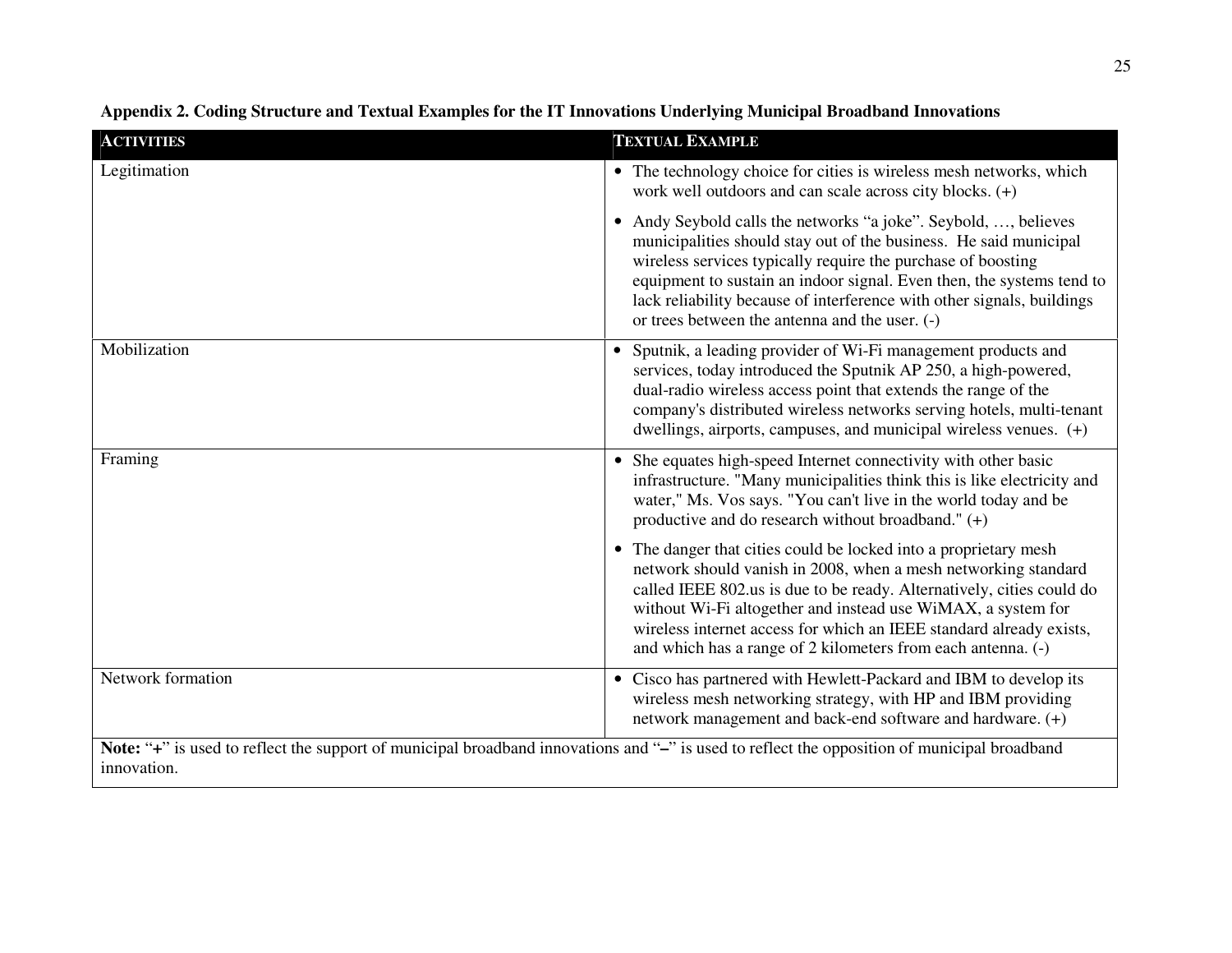**Appendix 2. Coding Structure and Textual Examples for the IT Innovations Underlying Municipal Broadband Innovations**

| ACTIVITIES | TEXTUAL EXAMPLE |
|---|---|
| Legitimation | • The technology choice for cities is wireless mesh networks, which work well outdoors and can scale across city blocks. (+)<br>• Andy Seybold calls the networks “a joke”. Seybold, …, believes municipalities should stay out of the business. He said municipal wireless services typically require the purchase of boosting equipment to sustain an indoor signal. Even then, the systems tend to lack reliability because of interference with other signals, buildings or trees between the antenna and the user. (-) |
| Mobilization | • Sputnik, a leading provider of Wi-Fi management products and services, today introduced the Sputnik AP 250, a high-powered, dual-radio wireless access point that extends the range of the company's distributed wireless networks serving hotels, multi-tenant dwellings, airports, campuses, and municipal wireless venues. (+) |
| Framing | • She equates high-speed Internet connectivity with other basic infrastructure. "Many municipalities think this is like electricity and water," Ms. Vos says. "You can't live in the world today and be productive and do research without broadband." (+)<br>• The danger that cities could be locked into a proprietary mesh network should vanish in 2008, when a mesh networking standard called IEEE 802.us is due to be ready. Alternatively, cities could do without Wi-Fi altogether and instead use WiMAX, a system for wireless internet access for which an IEEE standard already exists, and which has a range of 2 kilometers from each antenna. (-) |
| Network formation | • Cisco has partnered with Hewlett-Packard and IBM to develop its wireless mesh networking strategy, with HP and IBM providing network management and back-end software and hardware. (+) |

**Note:** “**+**” is used to reflect the support of municipal broadband innovations and “**–**” is used to reflect the opposition of municipal broadband innovation.